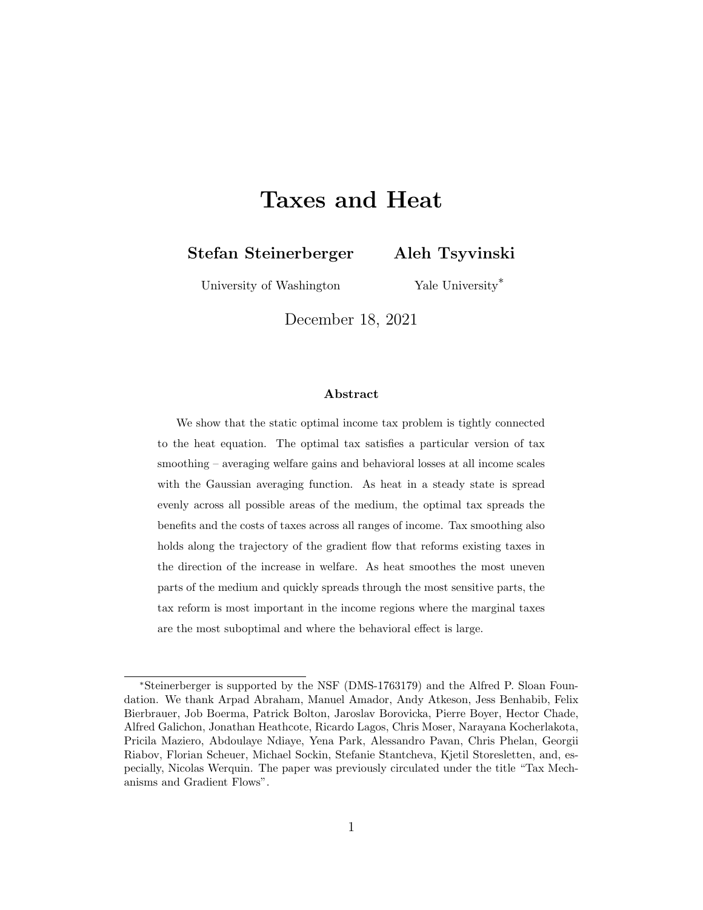# Taxes and Heat

**Stefan Steinerberger** **Aleh Tsyvinski**

University of Washington Yale University*

December 18, 2021

### Abstract

We show that the static optimal income tax problem is tightly connected to the heat equation. The optimal tax satisfies a particular version of tax smoothing – averaging welfare gains and behavioral losses at all income scales with the Gaussian averaging function. As heat in a steady state is spread evenly across all possible areas of the medium, the optimal tax spreads the benefits and the costs of taxes across all ranges of income. Tax smoothing also holds along the trajectory of the gradient flow that reforms existing taxes in the direction of the increase in welfare. As heat smoothes the most uneven parts of the medium and quickly spreads through the most sensitive parts, the tax reform is most important in the income regions where the marginal taxes are the most suboptimal and where the behavioral effect is large.

*Steinerberger is supported by the NSF (DMS-1763179) and the Alfred P. Sloan Foundation. We thank Arpad Abraham, Manuel Amador, Andy Atkeson, Jess Benhabib, Felix Bierbrauer, Job Boerma, Patrick Bolton, Jaroslav Borovicka, Pierre Boyer, Hector Chade, Alfred Galichon, Jonathan Heathcote, Ricardo Lagos, Chris Moser, Narayana Kocherlakota, Pricila Maziero, Abdoulaye Ndiaye, Yena Park, Alessandro Pavan, Chris Phelan, Georgii Riabov, Florian Scheuer, Michael Sockin, Stefanie Stantcheva, Kjetil Storesletten, and, especially, Nicolas Werquin. The paper was previously circulated under the title "Tax Mechanisms and Gradient Flows".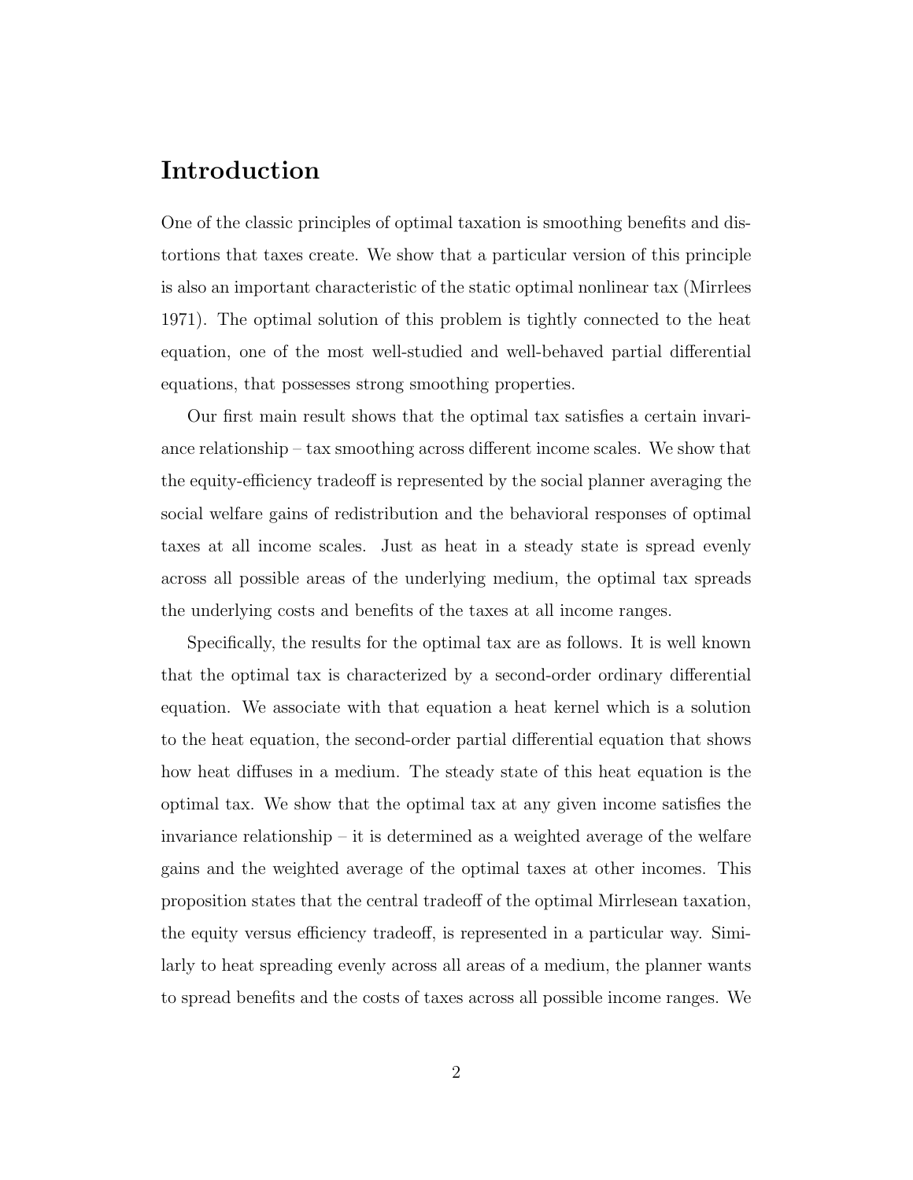# Introduction

One of the classic principles of optimal taxation is smoothing benefits and distortions that taxes create. We show that a particular version of this principle is also an important characteristic of the static optimal nonlinear tax (Mirrlees 1971). The optimal solution of this problem is tightly connected to the heat equation, one of the most well-studied and well-behaved partial differential equations, that possesses strong smoothing properties.

Our first main result shows that the optimal tax satisfies a certain invariance relationship – tax smoothing across different income scales. We show that the equity-efficiency tradeoff is represented by the social planner averaging the social welfare gains of redistribution and the behavioral responses of optimal taxes at all income scales. Just as heat in a steady state is spread evenly across all possible areas of the underlying medium, the optimal tax spreads the underlying costs and benefits of the taxes at all income ranges.

Specifically, the results for the optimal tax are as follows. It is well known that the optimal tax is characterized by a second-order ordinary differential equation. We associate with that equation a heat kernel which is a solution to the heat equation, the second-order partial differential equation that shows how heat diffuses in a medium. The steady state of this heat equation is the optimal tax. We show that the optimal tax at any given income satisfies the invariance relationship – it is determined as a weighted average of the welfare gains and the weighted average of the optimal taxes at other incomes. This proposition states that the central tradeoff of the optimal Mirrlesean taxation, the equity versus efficiency tradeoff, is represented in a particular way. Similarly to heat spreading evenly across all areas of a medium, the planner wants to spread benefits and the costs of taxes across all possible income ranges. We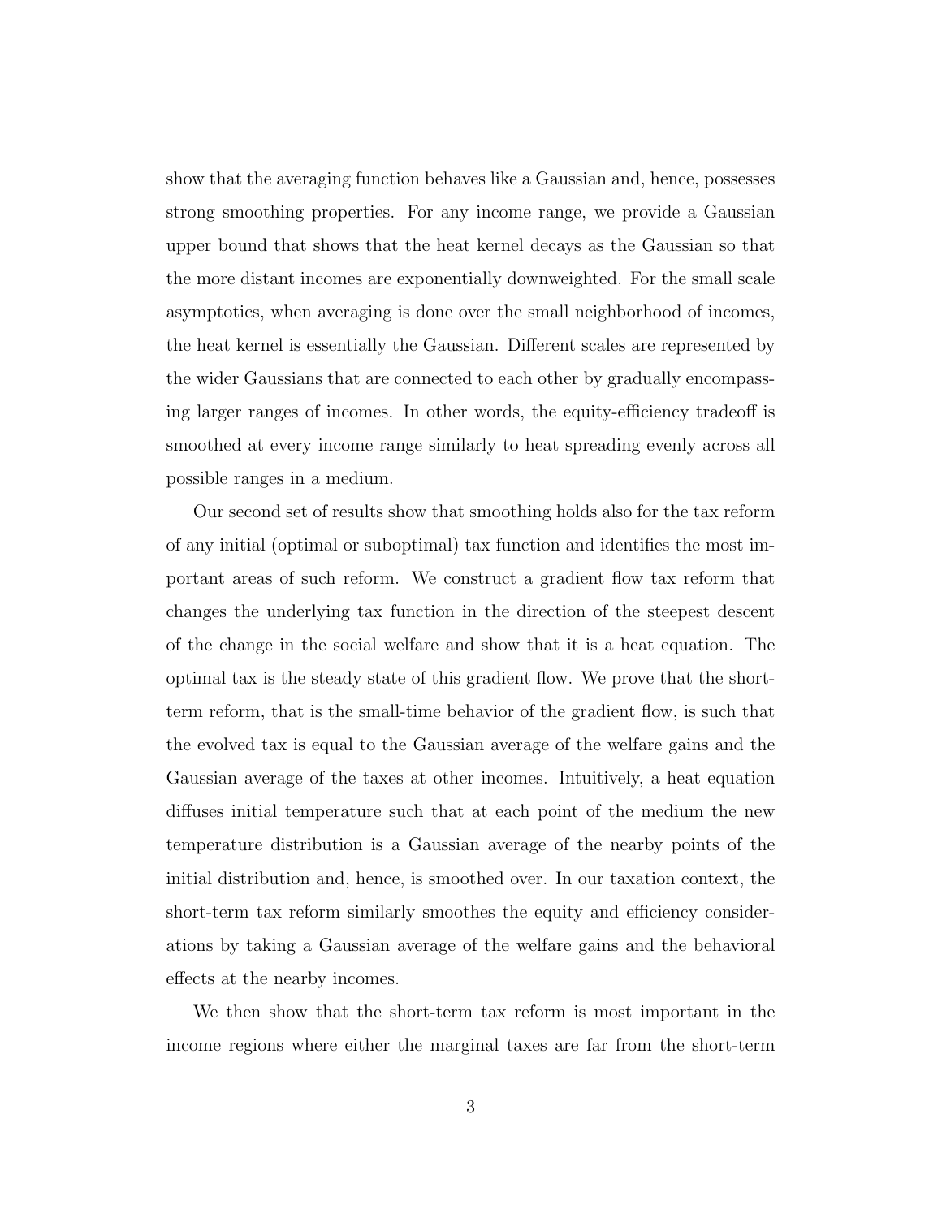show that the averaging function behaves like a Gaussian and, hence, possesses strong smoothing properties. For any income range, we provide a Gaussian upper bound that shows that the heat kernel decays as the Gaussian so that the more distant incomes are exponentially downweighted. For the small scale asymptotics, when averaging is done over the small neighborhood of incomes, the heat kernel is essentially the Gaussian. Different scales are represented by the wider Gaussians that are connected to each other by gradually encompassing larger ranges of incomes. In other words, the equity-efficiency tradeoff is smoothed at every income range similarly to heat spreading evenly across all possible ranges in a medium.

Our second set of results show that smoothing holds also for the tax reform of any initial (optimal or suboptimal) tax function and identifies the most important areas of such reform. We construct a gradient flow tax reform that changes the underlying tax function in the direction of the steepest descent of the change in the social welfare and show that it is a heat equation. The optimal tax is the steady state of this gradient flow. We prove that the short-term reform, that is the small-time behavior of the gradient flow, is such that the evolved tax is equal to the Gaussian average of the welfare gains and the Gaussian average of the taxes at other incomes. Intuitively, a heat equation diffuses initial temperature such that at each point of the medium the new temperature distribution is a Gaussian average of the nearby points of the initial distribution and, hence, is smoothed over. In our taxation context, the short-term tax reform similarly smoothes the equity and efficiency considerations by taking a Gaussian average of the welfare gains and the behavioral effects at the nearby incomes.

We then show that the short-term tax reform is most important in the income regions where either the marginal taxes are far from the short-term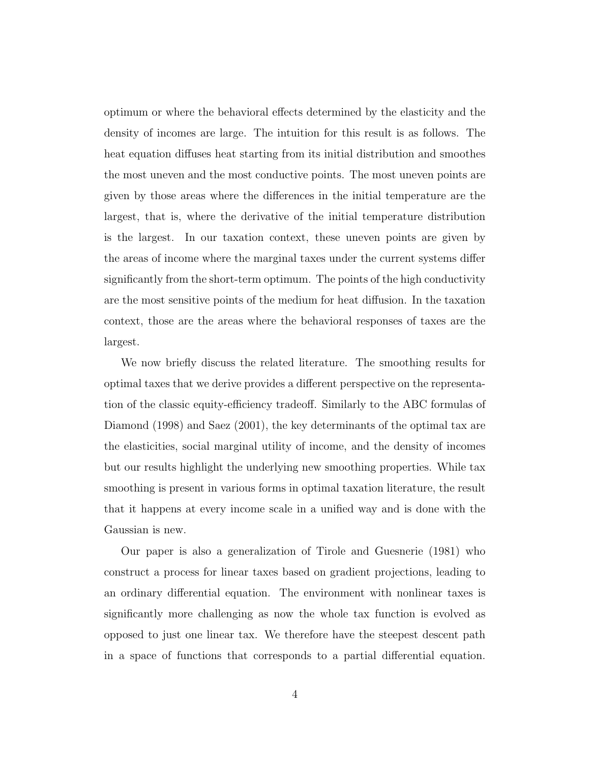optimum or where the behavioral effects determined by the elasticity and the density of incomes are large. The intuition for this result is as follows. The heat equation diffuses heat starting from its initial distribution and smoothes the most uneven and the most conductive points. The most uneven points are given by those areas where the differences in the initial temperature are the largest, that is, where the derivative of the initial temperature distribution is the largest. In our taxation context, these uneven points are given by the areas of income where the marginal taxes under the current systems differ significantly from the short-term optimum. The points of the high conductivity are the most sensitive points of the medium for heat diffusion. In the taxation context, those are the areas where the behavioral responses of taxes are the largest.

We now briefly discuss the related literature. The smoothing results for optimal taxes that we derive provides a different perspective on the representation of the classic equity-efficiency tradeoff. Similarly to the ABC formulas of Diamond (1998) and Saez (2001), the key determinants of the optimal tax are the elasticities, social marginal utility of income, and the density of incomes but our results highlight the underlying new smoothing properties. While tax smoothing is present in various forms in optimal taxation literature, the result that it happens at every income scale in a unified way and is done with the Gaussian is new.

Our paper is also a generalization of Tirole and Guesnerie (1981) who construct a process for linear taxes based on gradient projections, leading to an ordinary differential equation. The environment with nonlinear taxes is significantly more challenging as now the whole tax function is evolved as opposed to just one linear tax. We therefore have the steepest descent path in a space of functions that corresponds to a partial differential equation.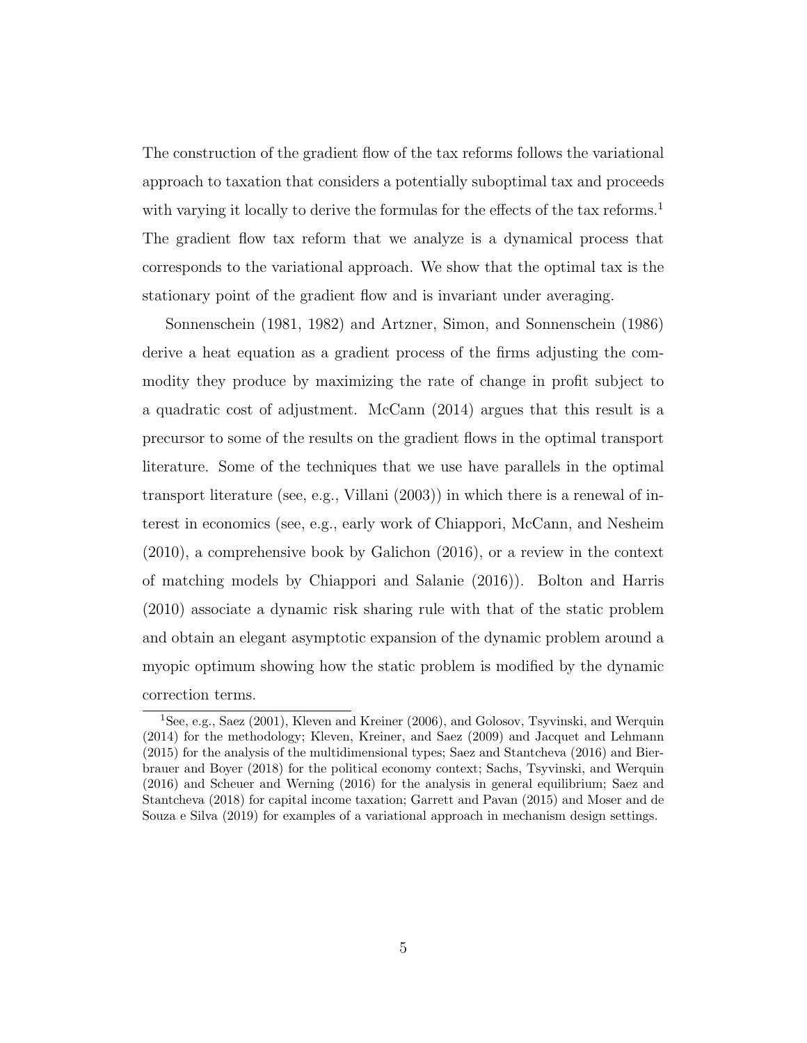The construction of the gradient flow of the tax reforms follows the variational approach to taxation that considers a potentially suboptimal tax and proceeds with varying it locally to derive the formulas for the effects of the tax reforms.[1] The gradient flow tax reform that we analyze is a dynamical process that corresponds to the variational approach. We show that the optimal tax is the stationary point of the gradient flow and is invariant under averaging.

Sonnenschein (1981, 1982) and Artzner, Simon, and Sonnenschein (1986) derive a heat equation as a gradient process of the firms adjusting the commodity they produce by maximizing the rate of change in profit subject to a quadratic cost of adjustment. McCann (2014) argues that this result is a precursor to some of the results on the gradient flows in the optimal transport literature. Some of the techniques that we use have parallels in the optimal transport literature (see, e.g., Villani (2003)) in which there is a renewal of interest in economics (see, e.g., early work of Chiappori, McCann, and Nesheim (2010), a comprehensive book by Galichon (2016), or a review in the context of matching models by Chiappori and Salanie (2016)). Bolton and Harris (2010) associate a dynamic risk sharing rule with that of the static problem and obtain an elegant asymptotic expansion of the dynamic problem around a myopic optimum showing how the static problem is modified by the dynamic correction terms.

[1] See, e.g., Saez (2001), Kleven and Kreiner (2006), and Golosov, Tsyvinski, and Werquin (2014) for the methodology; Kleven, Kreiner, and Saez (2009) and Jacquet and Lehmann (2015) for the analysis of the multidimensional types; Saez and Stantcheva (2016) and Bierbrauer and Boyer (2018) for the political economy context; Sachs, Tsyvinski, and Werquin (2016) and Scheuer and Werning (2016) for the analysis in general equilibrium; Saez and Stantcheva (2018) for capital income taxation; Garrett and Pavan (2015) and Moser and de Souza e Silva (2019) for examples of a variational approach in mechanism design settings.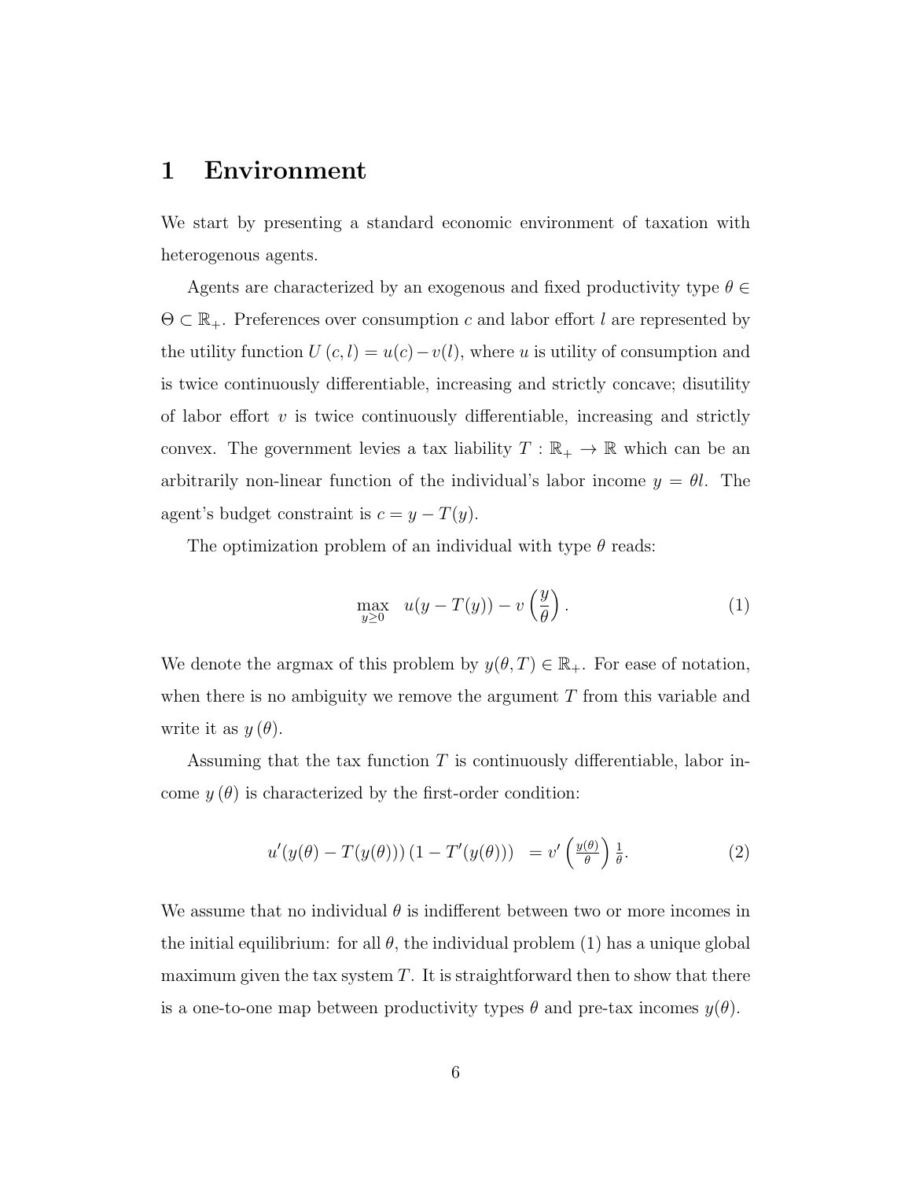# 1 Environment

We start by presenting a standard economic environment of taxation with heterogenous agents.

Agents are characterized by an exogenous and fixed productivity type $\theta \in \Theta \subset \mathbb{R}_+$. Preferences over consumption $c$ and labor effort $l$ are represented by the utility function $U(c,l) = u(c) - v(l)$, where $u$ is utility of consumption and is twice continuously differentiable, increasing and strictly concave; disutility of labor effort $v$ is twice continuously differentiable, increasing and strictly convex. The government levies a tax liability $T : \mathbb{R}_+ \to \mathbb{R}$ which can be an arbitrarily non-linear function of the individual's labor income $y = \theta l$. The agent's budget constraint is $c = y - T(y)$.

The optimization problem of an individual with type $\theta$ reads:

$$\max_{y \geq 0} \quad u(y - T(y)) - v\left(\frac{y}{\theta}\right). \tag{1}$$

We denote the argmax of this problem by $y(\theta, T) \in \mathbb{R}_+$. For ease of notation, when there is no ambiguity we remove the argument $T$ from this variable and write it as $y(\theta)$.

Assuming that the tax function $T$ is continuously differentiable, labor income $y(\theta)$ is characterized by the first-order condition:

$$u'(y(\theta) - T(y(\theta)))\left(1 - T'(y(\theta))\right) \quad = v'\left(\tfrac{y(\theta)}{\theta}\right)\tfrac{1}{\theta}. \tag{2}$$

We assume that no individual $\theta$ is indifferent between two or more incomes in the initial equilibrium: for all $\theta$, the individual problem (1) has a unique global maximum given the tax system $T$. It is straightforward then to show that there is a one-to-one map between productivity types $\theta$ and pre-tax incomes $y(\theta)$.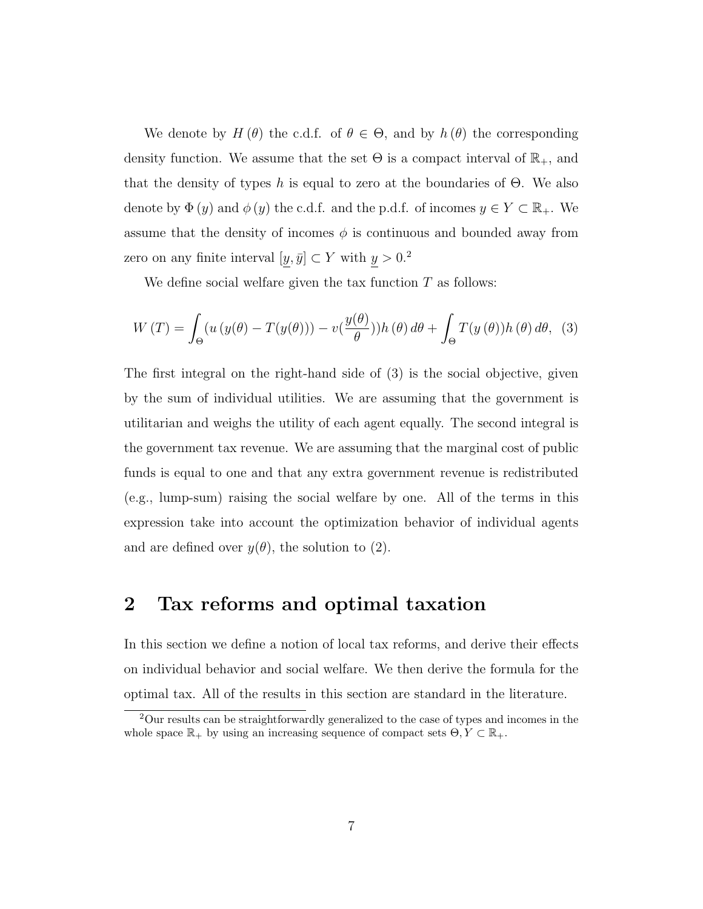We denote by $H(\theta)$ the c.d.f. of $\theta \in \Theta$, and by $h(\theta)$ the corresponding density function. We assume that the set $\Theta$ is a compact interval of $\mathbb{R}_+$, and that the density of types $h$ is equal to zero at the boundaries of $\Theta$. We also denote by $\Phi(y)$ and $\phi(y)$ the c.d.f. and the p.d.f. of incomes $y \in Y \subset \mathbb{R}_+$. We assume that the density of incomes $\phi$ is continuous and bounded away from zero on any finite interval $[\underline{y}, \bar{y}] \subset Y$ with $\underline{y} > 0$.[2]

We define social welfare given the tax function $T$ as follows:

$$W(T) = \int_{\Theta} (u(y(\theta) - T(y(\theta))) - v(\frac{y(\theta)}{\theta}))h(\theta)\, d\theta + \int_{\Theta} T(y(\theta))h(\theta)\, d\theta, \quad (3)$$

The first integral on the right-hand side of (3) is the social objective, given by the sum of individual utilities. We are assuming that the government is utilitarian and weighs the utility of each agent equally. The second integral is the government tax revenue. We are assuming that the marginal cost of public funds is equal to one and that any extra government revenue is redistributed (e.g., lump-sum) raising the social welfare by one. All of the terms in this expression take into account the optimization behavior of individual agents and are defined over $y(\theta)$, the solution to (2).

## 2 Tax reforms and optimal taxation

In this section we define a notion of local tax reforms, and derive their effects on individual behavior and social welfare. We then derive the formula for the optimal tax. All of the results in this section are standard in the literature.

[2] Our results can be straightforwardly generalized to the case of types and incomes in the whole space $\mathbb{R}_+$ by using an increasing sequence of compact sets $\Theta, Y \subset \mathbb{R}_+$.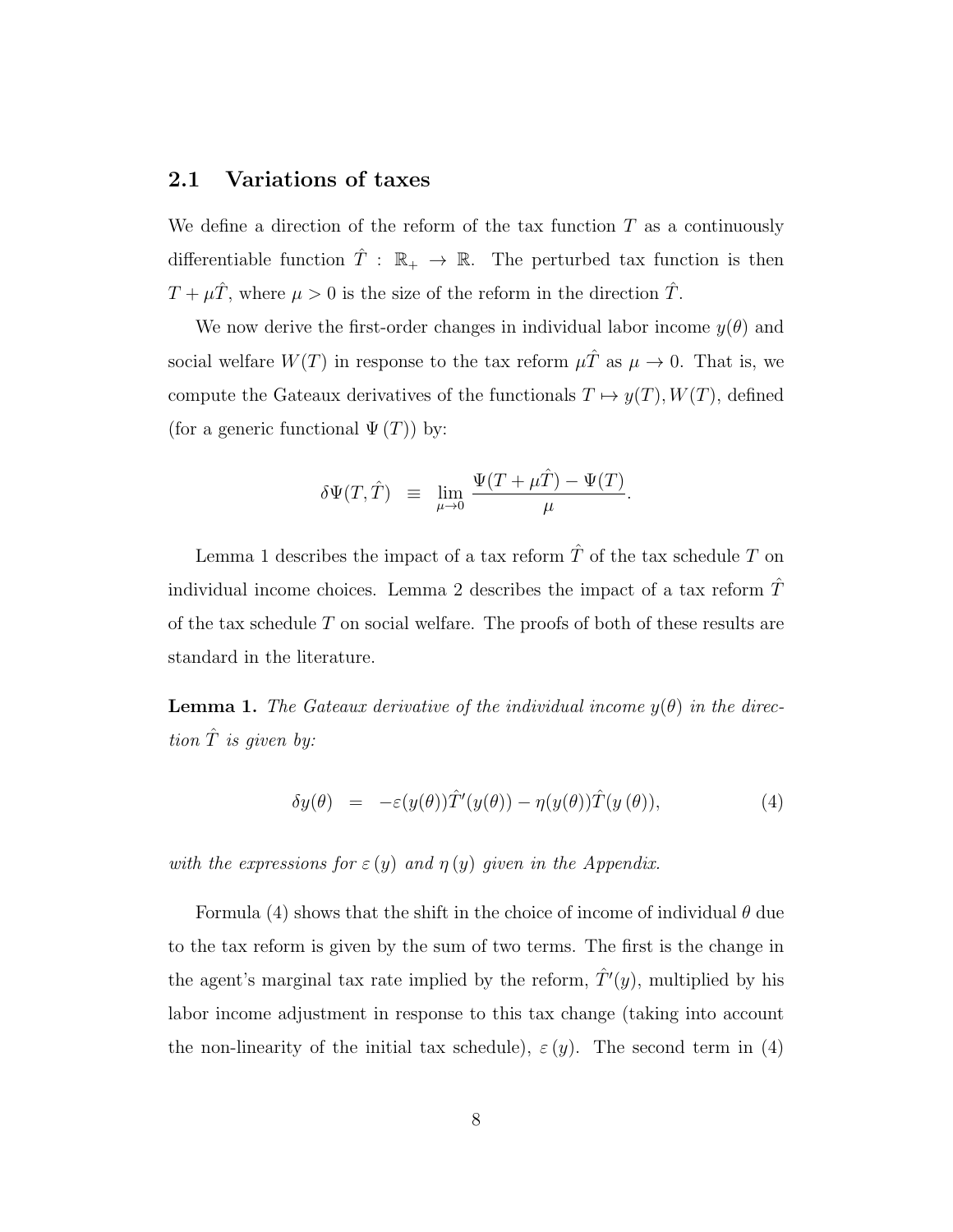## 2.1 Variations of taxes

We define a direction of the reform of the tax function $T$ as a continuously differentiable function $\hat{T} : \mathbb{R}_+ \to \mathbb{R}$. The perturbed tax function is then $T + \mu\hat{T}$, where $\mu > 0$ is the size of the reform in the direction $\hat{T}$.

We now derive the first-order changes in individual labor income $y(\theta)$ and social welfare $W(T)$ in response to the tax reform $\mu\hat{T}$ as $\mu \to 0$. That is, we compute the Gateaux derivatives of the functionals $T \mapsto y(T), W(T)$, defined (for a generic functional $\Psi(T)$) by:

$$\delta\Psi(T, \hat{T}) \equiv \lim_{\mu \to 0} \frac{\Psi(T + \mu\hat{T}) - \Psi(T)}{\mu}.$$

Lemma 1 describes the impact of a tax reform $\hat{T}$ of the tax schedule $T$ on individual income choices. Lemma 2 describes the impact of a tax reform $\hat{T}$ of the tax schedule $T$ on social welfare. The proofs of both of these results are standard in the literature.

**Lemma 1.** *The Gateaux derivative of the individual income $y(\theta)$ in the direction $\hat{T}$ is given by:*

$$\delta y(\theta) = -\varepsilon(y(\theta))\hat{T}'(y(\theta)) - \eta(y(\theta))\hat{T}(y(\theta)), \tag{4}$$

*with the expressions for $\varepsilon(y)$ and $\eta(y)$ given in the Appendix.*

Formula (4) shows that the shift in the choice of income of individual $\theta$ due to the tax reform is given by the sum of two terms. The first is the change in the agent's marginal tax rate implied by the reform, $\hat{T}'(y)$, multiplied by his labor income adjustment in response to this tax change (taking into account the non-linearity of the initial tax schedule), $\varepsilon(y)$. The second term in (4)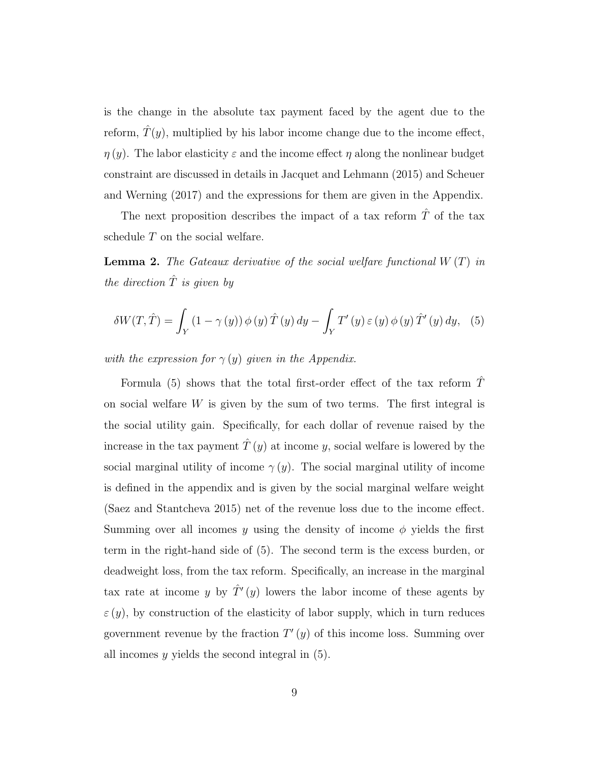is the change in the absolute tax payment faced by the agent due to the reform, $\hat{T}(y)$, multiplied by his labor income change due to the income effect, $\eta(y)$. The labor elasticity $\varepsilon$ and the income effect $\eta$ along the nonlinear budget constraint are discussed in details in Jacquet and Lehmann (2015) and Scheuer and Werning (2017) and the expressions for them are given in the Appendix.

The next proposition describes the impact of a tax reform $\hat{T}$ of the tax schedule $T$ on the social welfare.

**Lemma 2.** *The Gateaux derivative of the social welfare functional $W(T)$ in the direction $\hat{T}$ is given by*

$$\delta W(T, \hat{T}) = \int_Y (1 - \gamma(y)) \phi(y) \hat{T}(y) \, dy - \int_Y T'(y) \varepsilon(y) \phi(y) \hat{T}'(y) \, dy, \quad (5)$$

*with the expression for $\gamma(y)$ given in the Appendix.*

Formula (5) shows that the total first-order effect of the tax reform $\hat{T}$ on social welfare $W$ is given by the sum of two terms. The first integral is the social utility gain. Specifically, for each dollar of revenue raised by the increase in the tax payment $\hat{T}(y)$ at income $y$, social welfare is lowered by the social marginal utility of income $\gamma(y)$. The social marginal utility of income is defined in the appendix and is given by the social marginal welfare weight (Saez and Stantcheva 2015) net of the revenue loss due to the income effect. Summing over all incomes $y$ using the density of income $\phi$ yields the first term in the right-hand side of (5). The second term is the excess burden, or deadweight loss, from the tax reform. Specifically, an increase in the marginal tax rate at income $y$ by $\hat{T}'(y)$ lowers the labor income of these agents by $\varepsilon(y)$, by construction of the elasticity of labor supply, which in turn reduces government revenue by the fraction $T'(y)$ of this income loss. Summing over all incomes $y$ yields the second integral in (5).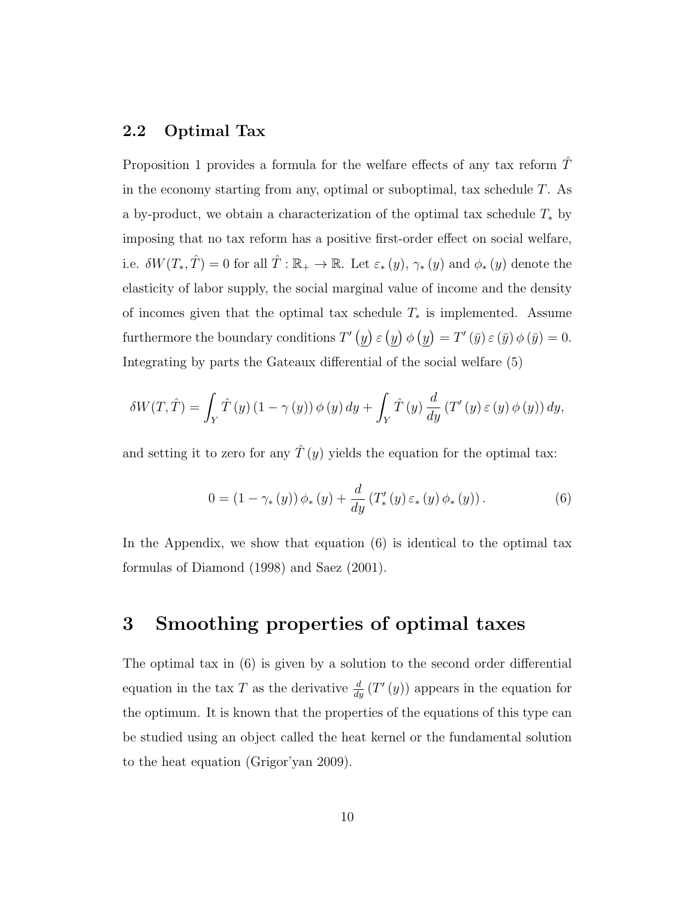## 2.2 Optimal Tax

Proposition 1 provides a formula for the welfare effects of any tax reform $\hat{T}$ in the economy starting from any, optimal or suboptimal, tax schedule $T$. As a by-product, we obtain a characterization of the optimal tax schedule $T_*$ by imposing that no tax reform has a positive first-order effect on social welfare, i.e. $\delta W(T_*, \hat{T}) = 0$ for all $\hat{T} : \mathbb{R}_+ \to \mathbb{R}$. Let $\varepsilon_*(y)$, $\gamma_*(y)$ and $\phi_*(y)$ denote the elasticity of labor supply, the social marginal value of income and the density of incomes given that the optimal tax schedule $T_*$ is implemented. Assume furthermore the boundary conditions $T'(\underline{y})\,\varepsilon(\underline{y})\,\phi(\underline{y}) = T'(\bar{y})\,\varepsilon(\bar{y})\,\phi(\bar{y}) = 0$. Integrating by parts the Gateaux differential of the social welfare (5)

$$\delta W(T, \hat{T}) = \int_Y \hat{T}(y)\,(1 - \gamma(y))\,\phi(y)\,dy + \int_Y \hat{T}(y)\,\frac{d}{dy}\left(T'(y)\,\varepsilon(y)\,\phi(y)\right)dy,$$

and setting it to zero for any $\hat{T}(y)$ yields the equation for the optimal tax:

$$0 = (1 - \gamma_*(y))\,\phi_*(y) + \frac{d}{dy}\left(T'_*(y)\,\varepsilon_*(y)\,\phi_*(y)\right). \tag{6}$$

In the Appendix, we show that equation (6) is identical to the optimal tax formulas of Diamond (1998) and Saez (2001).

# 3 Smoothing properties of optimal taxes

The optimal tax in (6) is given by a solution to the second order differential equation in the tax $T$ as the derivative $\frac{d}{dy}(T'(y))$ appears in the equation for the optimum. It is known that the properties of the equations of this type can be studied using an object called the heat kernel or the fundamental solution to the heat equation (Grigor'yan 2009).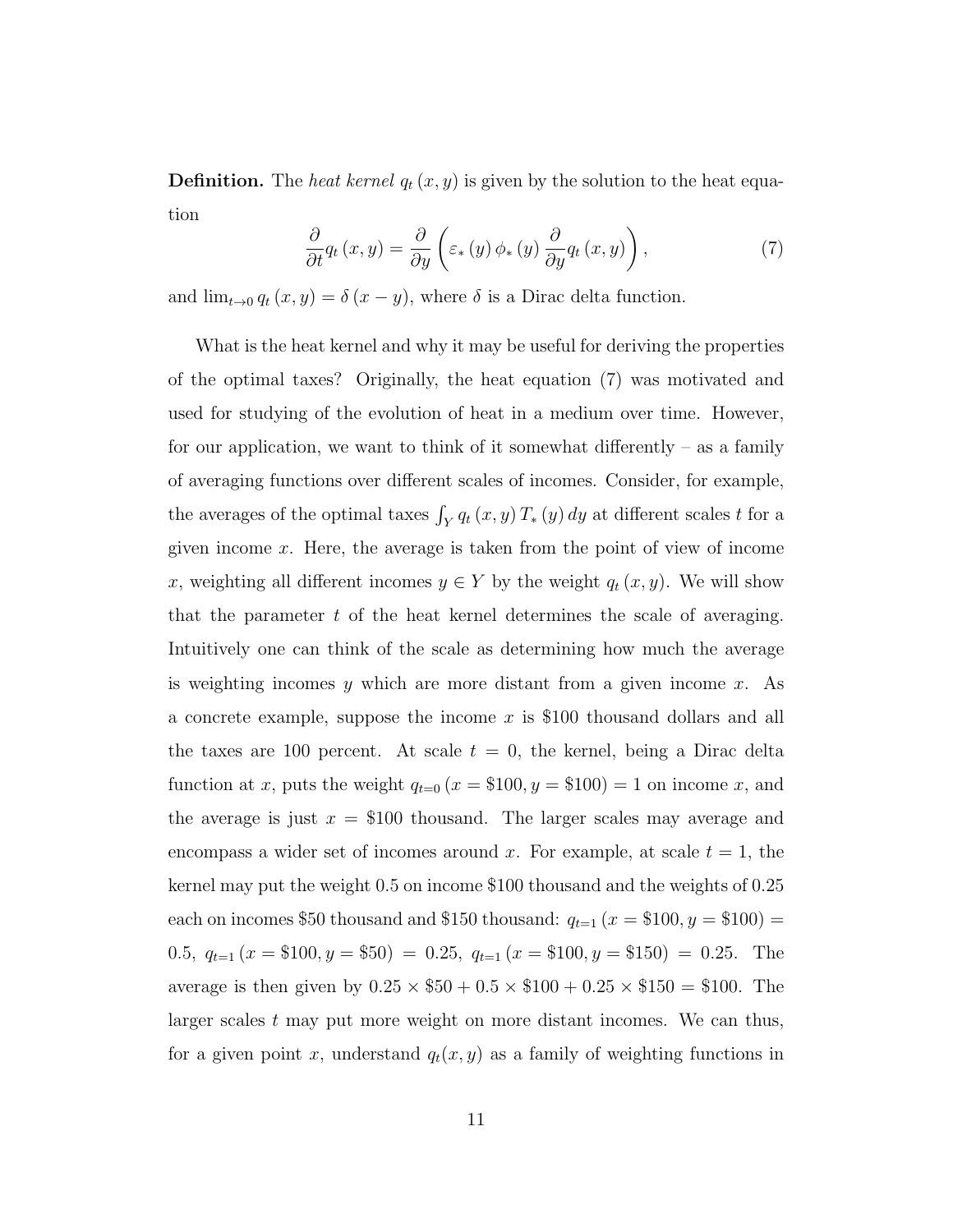**Definition.** The *heat kernel* $q_t(x, y)$ is given by the solution to the heat equation

$$\frac{\partial}{\partial t} q_t(x, y) = \frac{\partial}{\partial y} \left( \varepsilon_*(y) \phi_*(y) \frac{\partial}{\partial y} q_t(x, y) \right), \tag{7}$$

and $\lim_{t \to 0} q_t(x, y) = \delta(x - y)$, where $\delta$ is a Dirac delta function.

What is the heat kernel and why it may be useful for deriving the properties of the optimal taxes? Originally, the heat equation (7) was motivated and used for studying of the evolution of heat in a medium over time. However, for our application, we want to think of it somewhat differently – as a family of averaging functions over different scales of incomes. Consider, for example, the averages of the optimal taxes $\int_Y q_t(x, y) T_*(y) \, dy$ at different scales $t$ for a given income $x$. Here, the average is taken from the point of view of income $x$, weighting all different incomes $y \in Y$ by the weight $q_t(x, y)$. We will show that the parameter $t$ of the heat kernel determines the scale of averaging. Intuitively one can think of the scale as determining how much the average is weighting incomes $y$ which are more distant from a given income $x$. As a concrete example, suppose the income $x$ is \$100 thousand dollars and all the taxes are 100 percent. At scale $t = 0$, the kernel, being a Dirac delta function at $x$, puts the weight $q_{t=0}(x = \$100, y = \$100) = 1$ on income $x$, and the average is just $x = \$100$ thousand. The larger scales may average and encompass a wider set of incomes around $x$. For example, at scale $t = 1$, the kernel may put the weight 0.5 on income \$100 thousand and the weights of 0.25 each on incomes \$50 thousand and \$150 thousand: $q_{t=1}(x = \$100, y = \$100) = 0.5$, $q_{t=1}(x = \$100, y = \$50) = 0.25$, $q_{t=1}(x = \$100, y = \$150) = 0.25$. The average is then given by $0.25 \times \$50 + 0.5 \times \$100 + 0.25 \times \$150 = \$100$. The larger scales $t$ may put more weight on more distant incomes. We can thus, for a given point $x$, understand $q_t(x, y)$ as a family of weighting functions in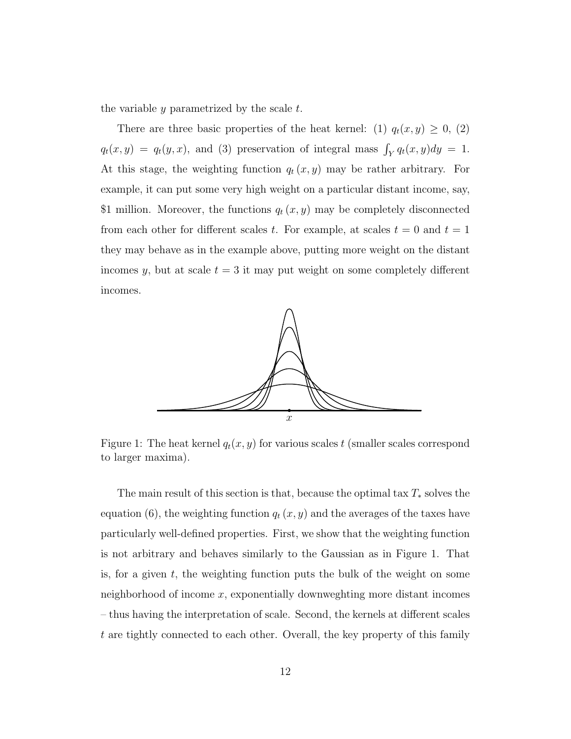the variable $y$ parametrized by the scale $t$.

There are three basic properties of the heat kernel: (1) $q_t(x, y) \geq 0$, (2) $q_t(x, y) = q_t(y, x)$, and (3) preservation of integral mass $\int_Y q_t(x, y)dy = 1$. At this stage, the weighting function $q_t(x, y)$ may be rather arbitrary. For example, it can put some very high weight on a particular distant income, say, \$1 million. Moreover, the functions $q_t(x, y)$ may be completely disconnected from each other for different scales $t$. For example, at scales $t = 0$ and $t = 1$ they may behave as in the example above, putting more weight on the distant incomes $y$, but at scale $t = 3$ it may put weight on some completely different incomes.

$x$

Figure 1: The heat kernel $q_t(x, y)$ for various scales $t$ (smaller scales correspond to larger maxima).

The main result of this section is that, because the optimal tax $T_*$ solves the equation (6), the weighting function $q_t(x, y)$ and the averages of the taxes have particularly well-defined properties. First, we show that the weighting function is not arbitrary and behaves similarly to the Gaussian as in Figure 1. That is, for a given $t$, the weighting function puts the bulk of the weight on some neighborhood of income $x$, exponentially downweghting more distant incomes – thus having the interpretation of scale. Second, the kernels at different scales $t$ are tightly connected to each other. Overall, the key property of this family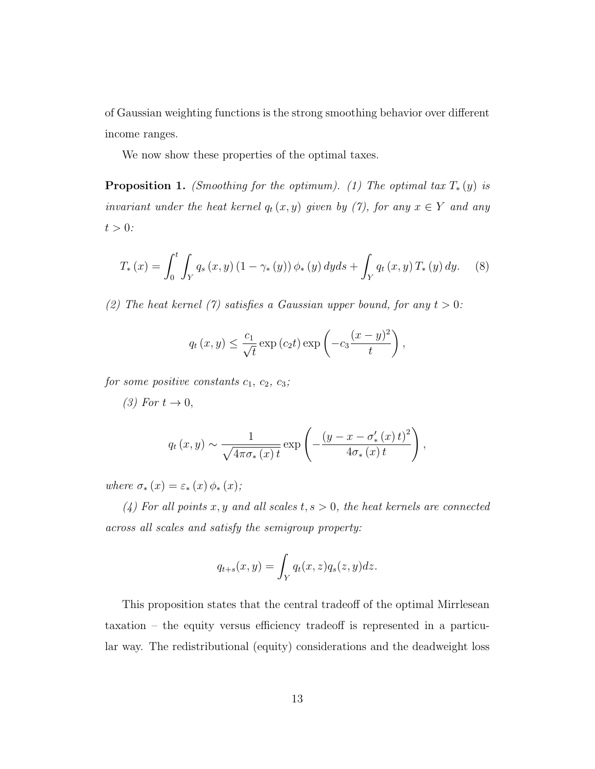of Gaussian weighting functions is the strong smoothing behavior over different income ranges.

We now show these properties of the optimal taxes.

**Proposition 1.** *(Smoothing for the optimum). (1) The optimal tax $T_*(y)$ is invariant under the heat kernel $q_t(x,y)$ given by (7), for any $x \in Y$ and any $t > 0$:*

$$T_*(x) = \int_0^t \int_Y q_s(x,y)\,(1-\gamma_*(y))\,\phi_*(y)\,dyds + \int_Y q_t(x,y)\,T_*(y)\,dy. \tag{8}$$

*(2) The heat kernel (7) satisfies a Gaussian upper bound, for any $t > 0$:*

$$q_t(x,y) \leq \frac{c_1}{\sqrt{t}} \exp(c_2 t) \exp\left(-c_3 \frac{(x-y)^2}{t}\right),$$

*for some positive constants $c_1$, $c_2$, $c_3$;*

*(3) For $t \to 0$,*

$$q_t(x,y) \sim \frac{1}{\sqrt{4\pi\sigma_*(x)\,t}} \exp\left(-\frac{(y-x-\sigma_*'(x)\,t)^2}{4\sigma_*(x)\,t}\right),$$

*where $\sigma_*(x) = \varepsilon_*(x)\,\phi_*(x)$;*

*(4) For all points $x, y$ and all scales $t, s > 0$, the heat kernels are connected across all scales and satisfy the semigroup property:*

$$q_{t+s}(x,y) = \int_Y q_t(x,z)q_s(z,y)dz.$$

This proposition states that the central tradeoff of the optimal Mirrlesean taxation – the equity versus efficiency tradeoff is represented in a particular way. The redistributional (equity) considerations and the deadweight loss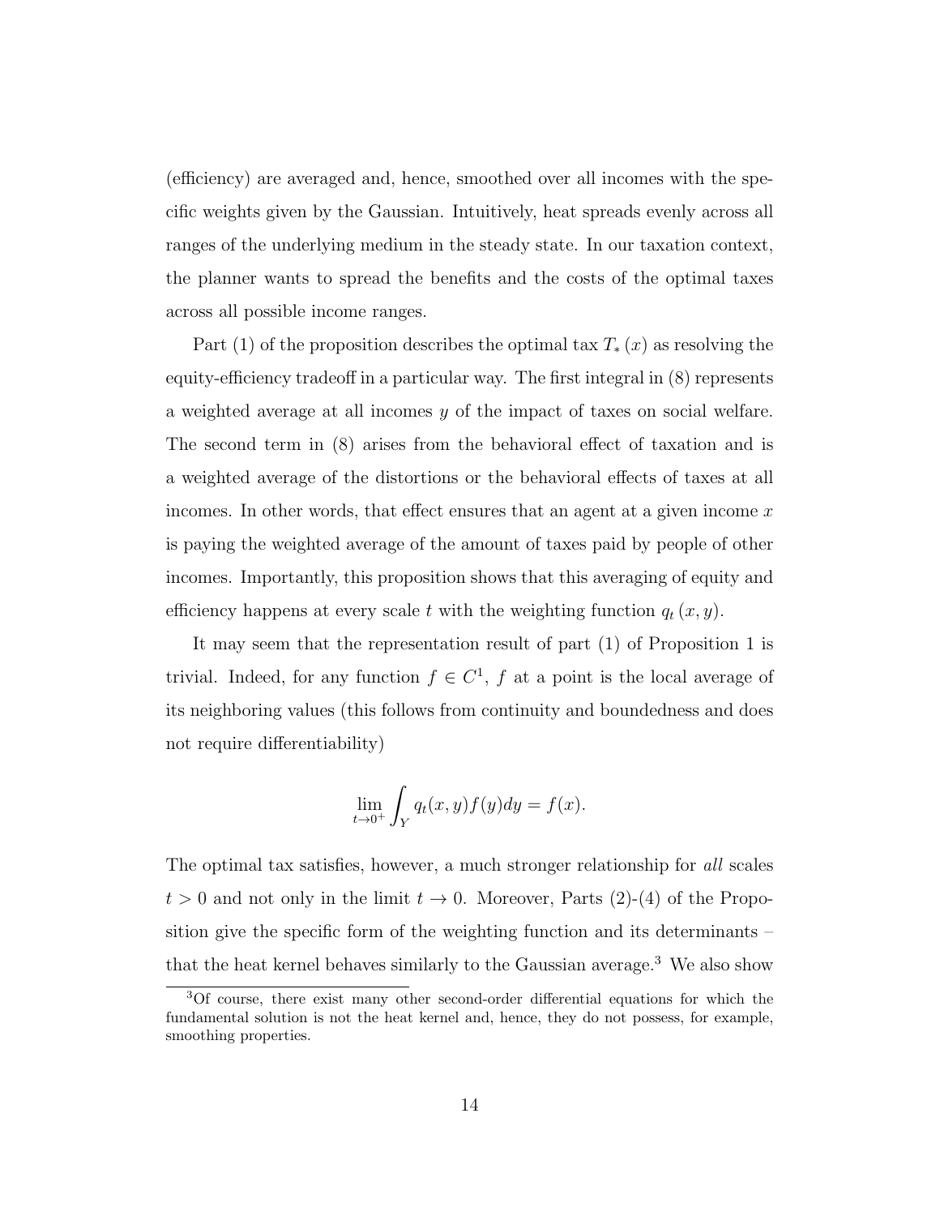(efficiency) are averaged and, hence, smoothed over all incomes with the specific weights given by the Gaussian. Intuitively, heat spreads evenly across all ranges of the underlying medium in the steady state. In our taxation context, the planner wants to spread the benefits and the costs of the optimal taxes across all possible income ranges.

Part (1) of the proposition describes the optimal tax $T_*(x)$ as resolving the equity-efficiency tradeoff in a particular way. The first integral in (8) represents a weighted average at all incomes $y$ of the impact of taxes on social welfare. The second term in (8) arises from the behavioral effect of taxation and is a weighted average of the distortions or the behavioral effects of taxes at all incomes. In other words, that effect ensures that an agent at a given income $x$ is paying the weighted average of the amount of taxes paid by people of other incomes. Importantly, this proposition shows that this averaging of equity and efficiency happens at every scale $t$ with the weighting function $q_t(x, y)$.

It may seem that the representation result of part (1) of Proposition 1 is trivial. Indeed, for any function $f \in C^1$, $f$ at a point is the local average of its neighboring values (this follows from continuity and boundedness and does not require differentiability)

$$\lim_{t \to 0^+} \int_Y q_t(x, y) f(y) dy = f(x).$$

The optimal tax satisfies, however, a much stronger relationship for *all* scales $t > 0$ and not only in the limit $t \to 0$. Moreover, Parts (2)-(4) of the Proposition give the specific form of the weighting function and its determinants – that the heat kernel behaves similarly to the Gaussian average.[3] We also show

[3] Of course, there exist many other second-order differential equations for which the fundamental solution is not the heat kernel and, hence, they do not possess, for example, smoothing properties.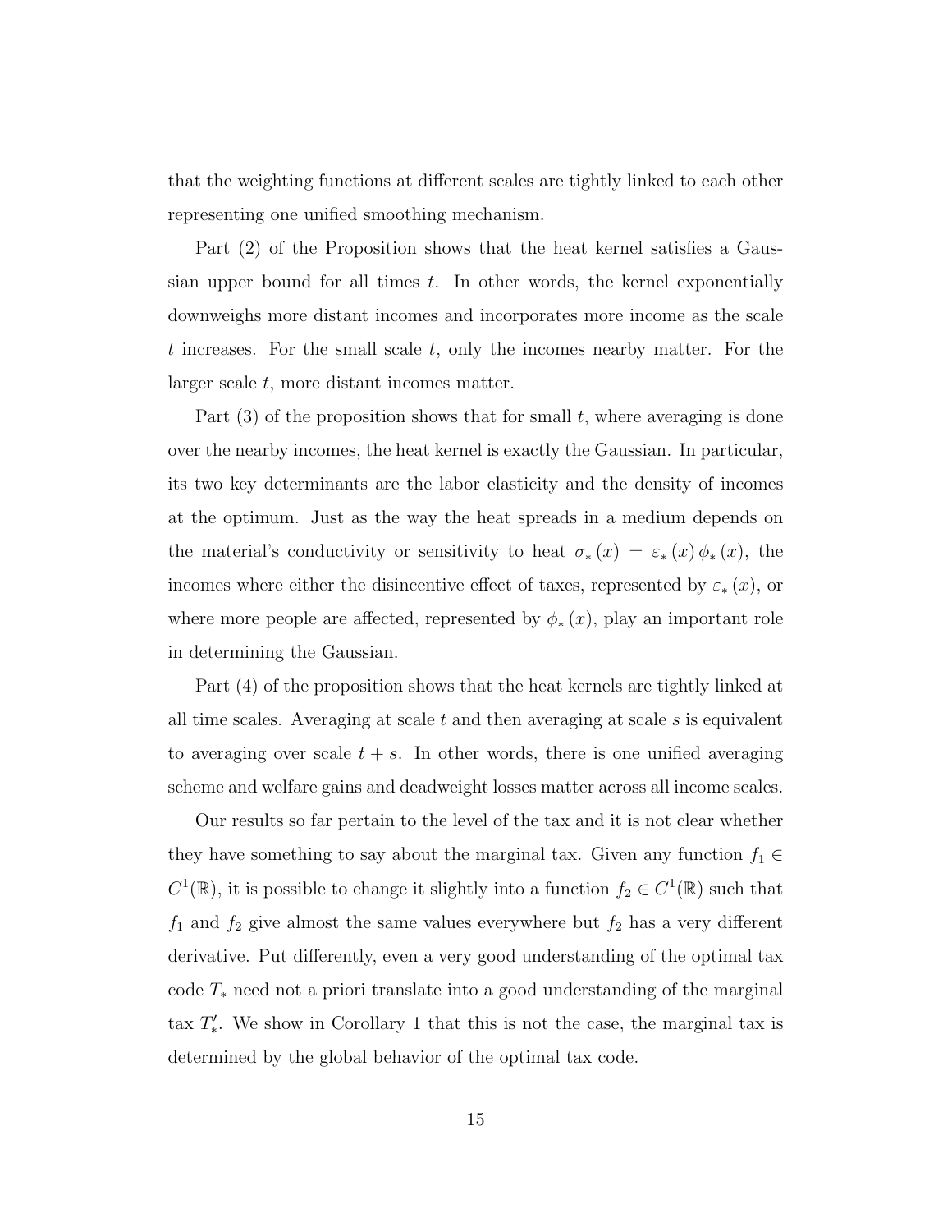that the weighting functions at different scales are tightly linked to each other representing one unified smoothing mechanism.

Part (2) of the Proposition shows that the heat kernel satisfies a Gaussian upper bound for all times $t$. In other words, the kernel exponentially downweighs more distant incomes and incorporates more income as the scale $t$ increases. For the small scale $t$, only the incomes nearby matter. For the larger scale $t$, more distant incomes matter.

Part (3) of the proposition shows that for small $t$, where averaging is done over the nearby incomes, the heat kernel is exactly the Gaussian. In particular, its two key determinants are the labor elasticity and the density of incomes at the optimum. Just as the way the heat spreads in a medium depends on the material's conductivity or sensitivity to heat $\sigma_*(x) = \varepsilon_*(x)\,\phi_*(x)$, the incomes where either the disincentive effect of taxes, represented by $\varepsilon_*(x)$, or where more people are affected, represented by $\phi_*(x)$, play an important role in determining the Gaussian.

Part (4) of the proposition shows that the heat kernels are tightly linked at all time scales. Averaging at scale $t$ and then averaging at scale $s$ is equivalent to averaging over scale $t+s$. In other words, there is one unified averaging scheme and welfare gains and deadweight losses matter across all income scales.

Our results so far pertain to the level of the tax and it is not clear whether they have something to say about the marginal tax. Given any function $f_1 \in C^1(\mathbb{R})$, it is possible to change it slightly into a function $f_2 \in C^1(\mathbb{R})$ such that $f_1$ and $f_2$ give almost the same values everywhere but $f_2$ has a very different derivative. Put differently, even a very good understanding of the optimal tax code $T_*$ need not a priori translate into a good understanding of the marginal tax $T_*'$. We show in Corollary 1 that this is not the case, the marginal tax is determined by the global behavior of the optimal tax code.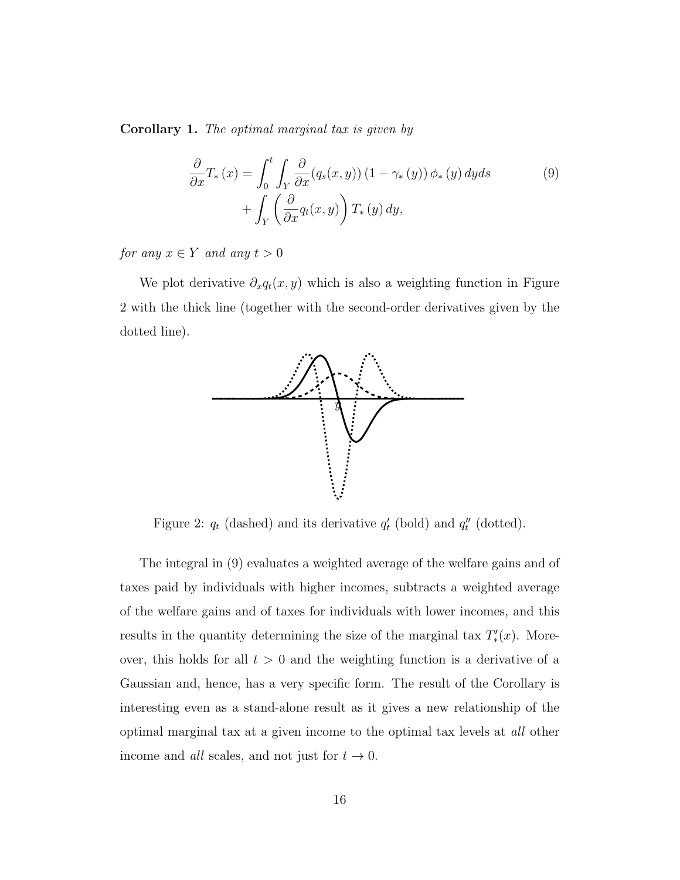**Corollary 1.** *The optimal marginal tax is given by*

$$\frac{\partial}{\partial x}T_*(x) = \int_0^t \int_Y \frac{\partial}{\partial x}(q_s(x,y))\,(1-\gamma_*(y))\,\phi_*(y)\,dyds + \int_Y \left(\frac{\partial}{\partial x}q_t(x,y)\right) T_*(y)\,dy, \tag{9}$$

*for any $x \in Y$ and any $t > 0$*

We plot derivative $\partial_x q_t(x,y)$ which is also a weighting function in Figure 2 with the thick line (together with the second-order derivatives given by the dotted line).

y

Figure 2: $q_t$ (dashed) and its derivative $q_t'$ (bold) and $q_t''$ (dotted).

The integral in (9) evaluates a weighted average of the welfare gains and of taxes paid by individuals with higher incomes, subtracts a weighted average of the welfare gains and of taxes for individuals with lower incomes, and this results in the quantity determining the size of the marginal tax $T_*'(x)$. Moreover, this holds for all $t > 0$ and the weighting function is a derivative of a Gaussian and, hence, has a very specific form. The result of the Corollary is interesting even as a stand-alone result as it gives a new relationship of the optimal marginal tax at a given income to the optimal tax levels at *all* other income and *all* scales, and not just for $t \to 0$.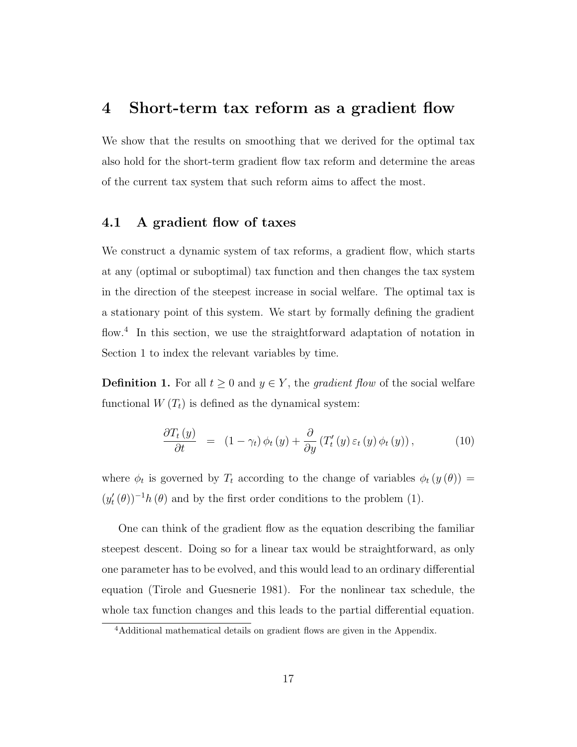# 4 Short-term tax reform as a gradient flow

We show that the results on smoothing that we derived for the optimal tax also hold for the short-term gradient flow tax reform and determine the areas of the current tax system that such reform aims to affect the most.

## 4.1 A gradient flow of taxes

We construct a dynamic system of tax reforms, a gradient flow, which starts at any (optimal or suboptimal) tax function and then changes the tax system in the direction of the steepest increase in social welfare. The optimal tax is a stationary point of this system. We start by formally defining the gradient flow.[4] In this section, we use the straightforward adaptation of notation in Section 1 to index the relevant variables by time.

**Definition 1.** For all $t \geq 0$ and $y \in Y$, the *gradient flow* of the social welfare functional $W(T_t)$ is defined as the dynamical system:

$$\frac{\partial T_t(y)}{\partial t} = (1-\gamma_t)\,\phi_t(y) + \frac{\partial}{\partial y}\left(T_t'(y)\,\varepsilon_t(y)\,\phi_t(y)\right), \tag{10}$$

where $\phi_t$ is governed by $T_t$ according to the change of variables $\phi_t(y(\theta)) = (y_t'(\theta))^{-1} h(\theta)$ and by the first order conditions to the problem (1).

One can think of the gradient flow as the equation describing the familiar steepest descent. Doing so for a linear tax would be straightforward, as only one parameter has to be evolved, and this would lead to an ordinary differential equation (Tirole and Guesnerie 1981). For the nonlinear tax schedule, the whole tax function changes and this leads to the partial differential equation.

[4] Additional mathematical details on gradient flows are given in the Appendix.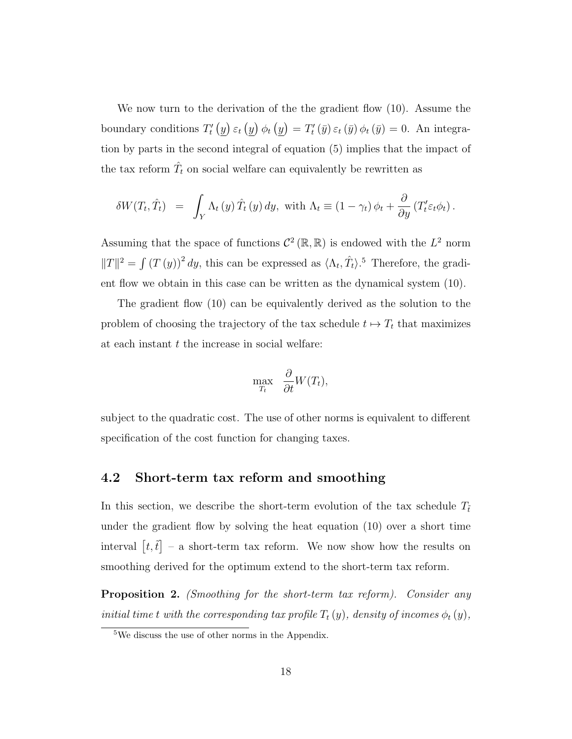We now turn to the derivation of the the gradient flow (10). Assume the boundary conditions $T_t'\left(\underline{y}\right)\varepsilon_t\left(\underline{y}\right)\phi_t\left(\underline{y}\right) = T_t'\left(\bar{y}\right)\varepsilon_t\left(\bar{y}\right)\phi_t\left(\bar{y}\right) = 0$. An integration by parts in the second integral of equation (5) implies that the impact of the tax reform $\hat{T}_t$ on social welfare can equivalently be rewritten as

$$
\delta W(T_t, \hat{T}_t) = \int_Y \Lambda_t\left(y\right)\hat{T}_t\left(y\right)dy, \text{ with } \Lambda_t \equiv \left(1-\gamma_t\right)\phi_t + \frac{\partial}{\partial y}\left(T_t'\varepsilon_t\phi_t\right).
$$

Assuming that the space of functions $\mathcal{C}^2\left(\mathbb{R},\mathbb{R}\right)$ is endowed with the $L^2$ norm $\|T\|^2 = \int \left(T\left(y\right)\right)^2 dy$, this can be expressed as $\langle \Lambda_t, \hat{T}_t\rangle$.[5] Therefore, the gradient flow we obtain in this case can be written as the dynamical system (10).

The gradient flow (10) can be equivalently derived as the solution to the problem of choosing the trajectory of the tax schedule $t \mapsto T_t$ that maximizes at each instant $t$ the increase in social welfare:

$$
\max_{T_t} \quad \frac{\partial}{\partial t}W(T_t),
$$

subject to the quadratic cost. The use of other norms is equivalent to different specification of the cost function for changing taxes.

## 4.2 Short-term tax reform and smoothing

In this section, we describe the short-term evolution of the tax schedule $T_{\tilde{t}}$ under the gradient flow by solving the heat equation (10) over a short time interval $\left[t, \tilde{t}\right]$ – a short-term tax reform. We now show how the results on smoothing derived for the optimum extend to the short-term tax reform.

**Proposition 2.** *(Smoothing for the short-term tax reform). Consider any initial time $t$ with the corresponding tax profile $T_t\left(y\right)$, density of incomes $\phi_t\left(y\right)$,*

[5] We discuss the use of other norms in the Appendix.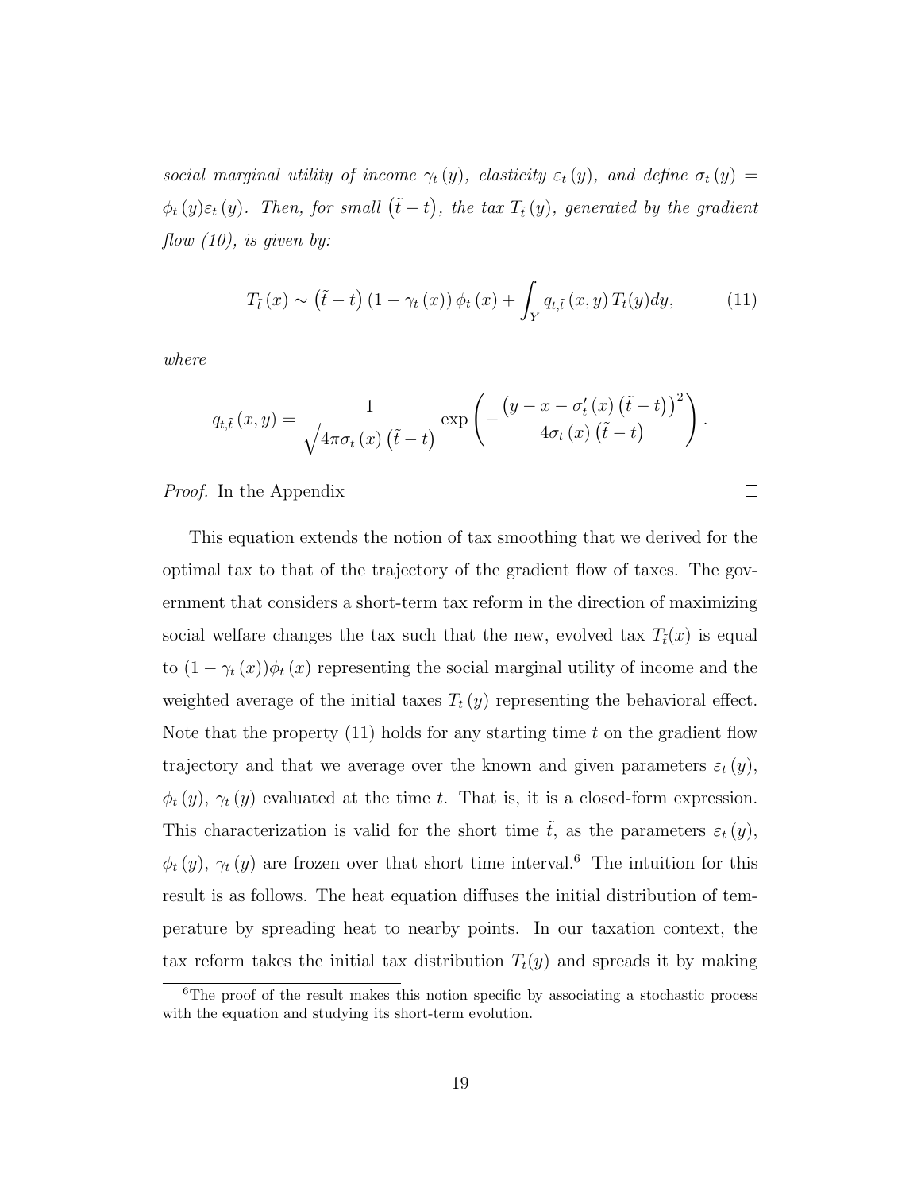*social marginal utility of income $\gamma_t(y)$, elasticity $\varepsilon_t(y)$, and define $\sigma_t(y) = \phi_t(y)\varepsilon_t(y)$. Then, for small $(\tilde{t}-t)$, the tax $T_{\tilde{t}}(y)$, generated by the gradient flow (10), is given by:*

$$T_{\tilde{t}}(x) \sim \left(\tilde{t}-t\right)\left(1-\gamma_t(x)\right)\phi_t(x) + \int_Y q_{t,\tilde{t}}(x,y)\, T_t(y) dy, \tag{11}$$

*where*

$$q_{t,\tilde{t}}(x,y) = \frac{1}{\sqrt{4\pi\sigma_t(x)\left(\tilde{t}-t\right)}} \exp\left(-\frac{\left(y-x-\sigma_t'(x)\left(\tilde{t}-t\right)\right)^2}{4\sigma_t(x)\left(\tilde{t}-t\right)}\right).$$

*Proof.* In the Appendix $\square$

This equation extends the notion of tax smoothing that we derived for the optimal tax to that of the trajectory of the gradient flow of taxes. The government that considers a short-term tax reform in the direction of maximizing social welfare changes the tax such that the new, evolved tax $T_{\tilde{t}}(x)$ is equal to $(1-\gamma_t(x))\phi_t(x)$ representing the social marginal utility of income and the weighted average of the initial taxes $T_t(y)$ representing the behavioral effect. Note that the property (11) holds for any starting time $t$ on the gradient flow trajectory and that we average over the known and given parameters $\varepsilon_t(y)$, $\phi_t(y)$, $\gamma_t(y)$ evaluated at the time $t$. That is, it is a closed-form expression. This characterization is valid for the short time $\tilde{t}$, as the parameters $\varepsilon_t(y)$, $\phi_t(y)$, $\gamma_t(y)$ are frozen over that short time interval.[6] The intuition for this result is as follows. The heat equation diffuses the initial distribution of temperature by spreading heat to nearby points. In our taxation context, the tax reform takes the initial tax distribution $T_t(y)$ and spreads it by making

[6]The proof of the result makes this notion specific by associating a stochastic process with the equation and studying its short-term evolution.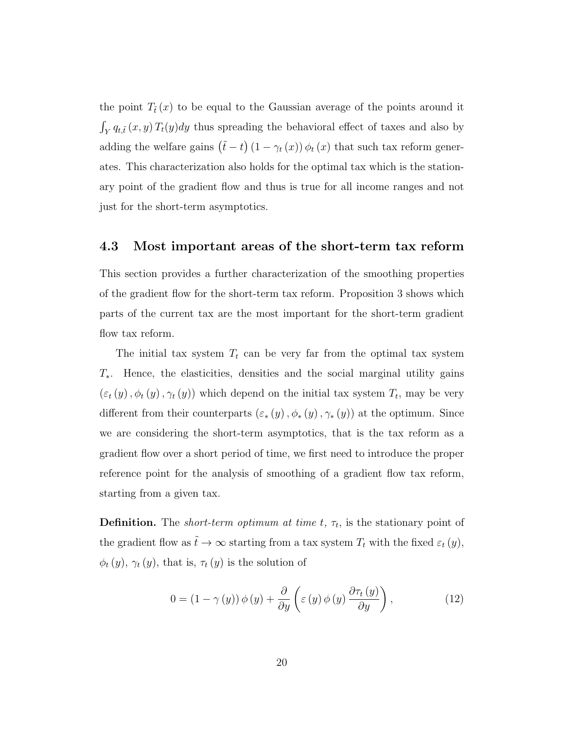the point $T_{\tilde{t}}(x)$ to be equal to the Gaussian average of the points around it $\int_Y q_{t,\tilde{t}}(x,y)\,T_t(y)dy$ thus spreading the behavioral effect of taxes and also by adding the welfare gains $\left(\tilde{t}-t\right)(1-\gamma_t(x))\,\phi_t(x)$ that such tax reform generates. This characterization also holds for the optimal tax which is the stationary point of the gradient flow and thus is true for all income ranges and not just for the short-term asymptotics.

## 4.3 Most important areas of the short-term tax reform

This section provides a further characterization of the smoothing properties of the gradient flow for the short-term tax reform. Proposition 3 shows which parts of the current tax are the most important for the short-term gradient flow tax reform.

The initial tax system $T_t$ can be very far from the optimal tax system $T_*$. Hence, the elasticities, densities and the social marginal utility gains $(\varepsilon_t(y), \phi_t(y), \gamma_t(y))$ which depend on the initial tax system $T_t$, may be very different from their counterparts $(\varepsilon_*(y), \phi_*(y), \gamma_*(y))$ at the optimum. Since we are considering the short-term asymptotics, that is the tax reform as a gradient flow over a short period of time, we first need to introduce the proper reference point for the analysis of smoothing of a gradient flow tax reform, starting from a given tax.

**Definition.** The *short-term optimum at time t*, $\tau_t$, is the stationary point of the gradient flow as $\tilde{t} \to \infty$ starting from a tax system $T_t$ with the fixed $\varepsilon_t(y)$, $\phi_t(y)$, $\gamma_t(y)$, that is, $\tau_t(y)$ is the solution of

$$0 = (1-\gamma(y))\,\phi(y) + \frac{\partial}{\partial y}\left(\varepsilon(y)\,\phi(y)\,\frac{\partial \tau_t(y)}{\partial y}\right), \tag{12}$$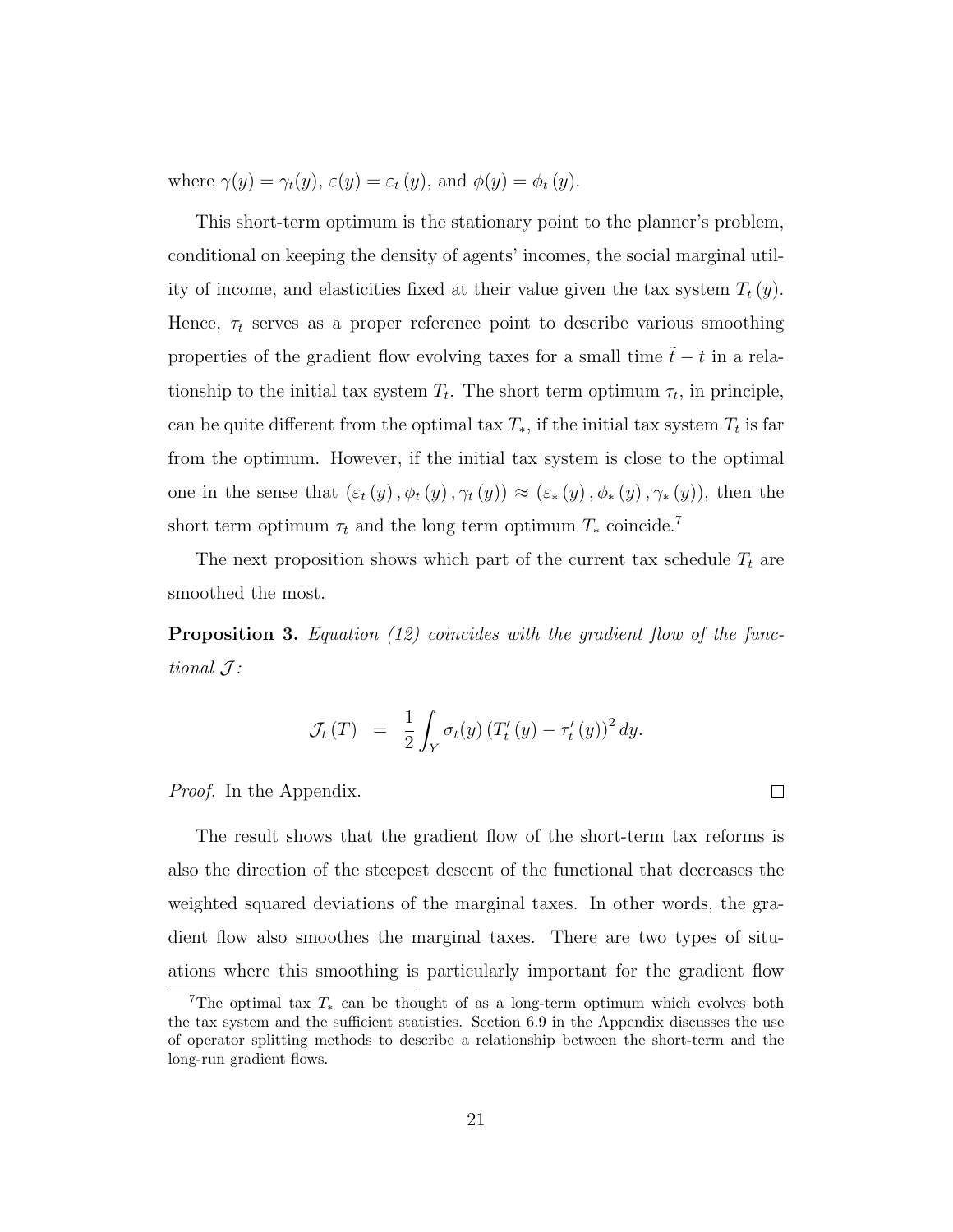where $\gamma(y) = \gamma_t(y)$, $\varepsilon(y) = \varepsilon_t(y)$, and $\phi(y) = \phi_t(y)$.

This short-term optimum is the stationary point to the planner's problem, conditional on keeping the density of agents' incomes, the social marginal utility of income, and elasticities fixed at their value given the tax system $T_t(y)$. Hence, $\tau_t$ serves as a proper reference point to describe various smoothing properties of the gradient flow evolving taxes for a small time $\tilde{t} - t$ in a relationship to the initial tax system $T_t$. The short term optimum $\tau_t$, in principle, can be quite different from the optimal tax $T_*$, if the initial tax system $T_t$ is far from the optimum. However, if the initial tax system is close to the optimal one in the sense that $(\varepsilon_t(y), \phi_t(y), \gamma_t(y)) \approx (\varepsilon_*(y), \phi_*(y), \gamma_*(y))$, then the short term optimum $\tau_t$ and the long term optimum $T_*$ coincide.[7]

The next proposition shows which part of the current tax schedule $T_t$ are smoothed the most.

**Proposition 3.** *Equation (12) coincides with the gradient flow of the functional $\mathcal{J}$:*

$$\mathcal{J}_t(T) = \frac{1}{2}\int_Y \sigma_t(y)\left(T_t'(y) - \tau_t'(y)\right)^2 dy.$$

*Proof.* In the Appendix. □

The result shows that the gradient flow of the short-term tax reforms is also the direction of the steepest descent of the functional that decreases the weighted squared deviations of the marginal taxes. In other words, the gradient flow also smoothes the marginal taxes. There are two types of situations where this smoothing is particularly important for the gradient flow

[7] The optimal tax $T_*$ can be thought of as a long-term optimum which evolves both the tax system and the sufficient statistics. Section 6.9 in the Appendix discusses the use of operator splitting methods to describe a relationship between the short-term and the long-run gradient flows.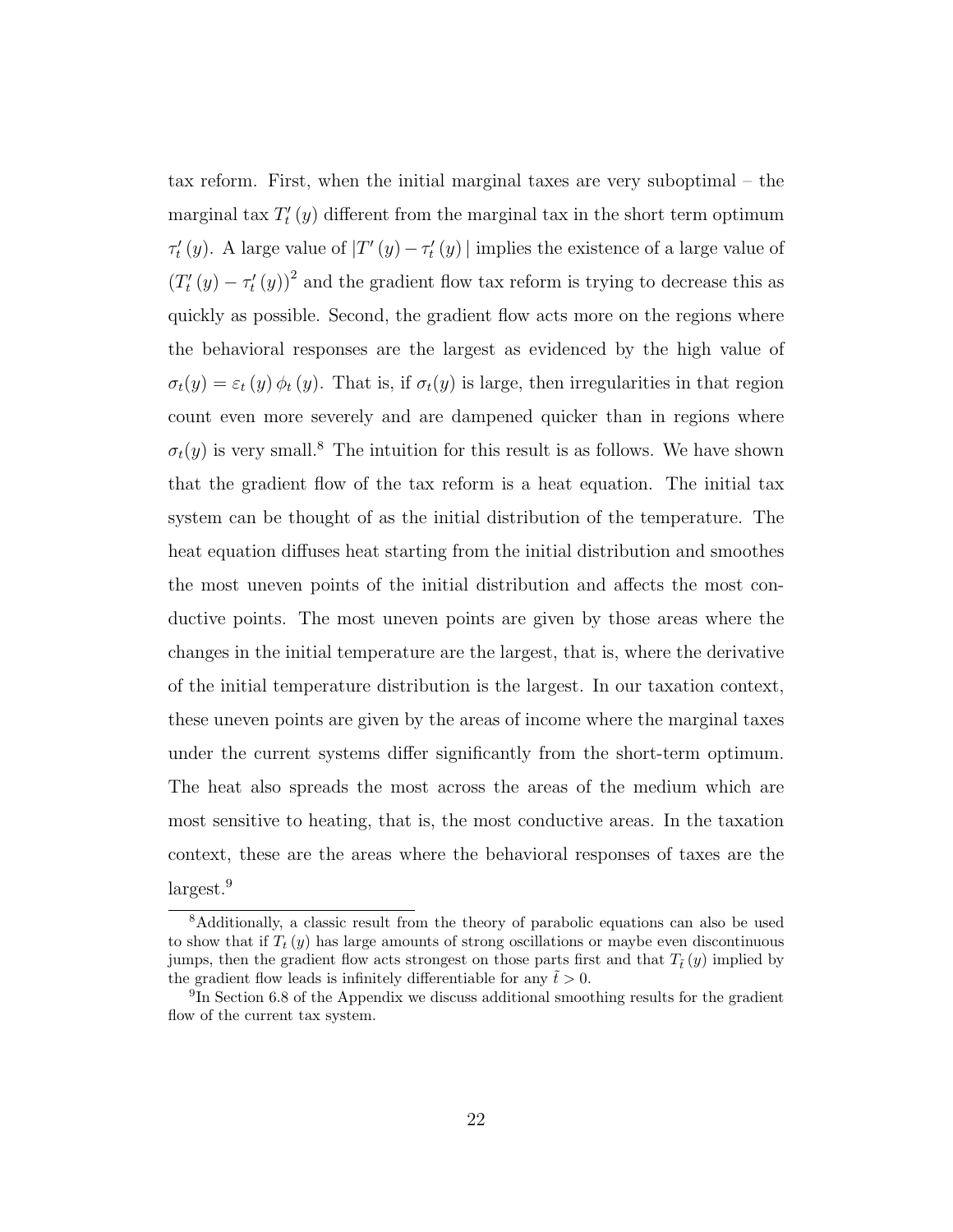tax reform. First, when the initial marginal taxes are very suboptimal – the marginal tax $T_t'(y)$ different from the marginal tax in the short term optimum $\tau_t'(y)$. A large value of $|T'(y) - \tau_t'(y)|$ implies the existence of a large value of $(T_t'(y) - \tau_t'(y))^2$ and the gradient flow tax reform is trying to decrease this as quickly as possible. Second, the gradient flow acts more on the regions where the behavioral responses are the largest as evidenced by the high value of $\sigma_t(y) = \varepsilon_t(y)\,\phi_t(y)$. That is, if $\sigma_t(y)$ is large, then irregularities in that region count even more severely and are dampened quicker than in regions where $\sigma_t(y)$ is very small.[8] The intuition for this result is as follows. We have shown that the gradient flow of the tax reform is a heat equation. The initial tax system can be thought of as the initial distribution of the temperature. The heat equation diffuses heat starting from the initial distribution and smoothes the most uneven points of the initial distribution and affects the most conductive points. The most uneven points are given by those areas where the changes in the initial temperature are the largest, that is, where the derivative of the initial temperature distribution is the largest. In our taxation context, these uneven points are given by the areas of income where the marginal taxes under the current systems differ significantly from the short-term optimum. The heat also spreads the most across the areas of the medium which are most sensitive to heating, that is, the most conductive areas. In the taxation context, these are the areas where the behavioral responses of taxes are the largest.[9]

[8] Additionally, a classic result from the theory of parabolic equations can also be used to show that if $T_t(y)$ has large amounts of strong oscillations or maybe even discontinuous jumps, then the gradient flow acts strongest on those parts first and that $T_{\tilde{t}}(y)$ implied by the gradient flow leads is infinitely differentiable for any $\tilde{t} > 0$.

[9] In Section 6.8 of the Appendix we discuss additional smoothing results for the gradient flow of the current tax system.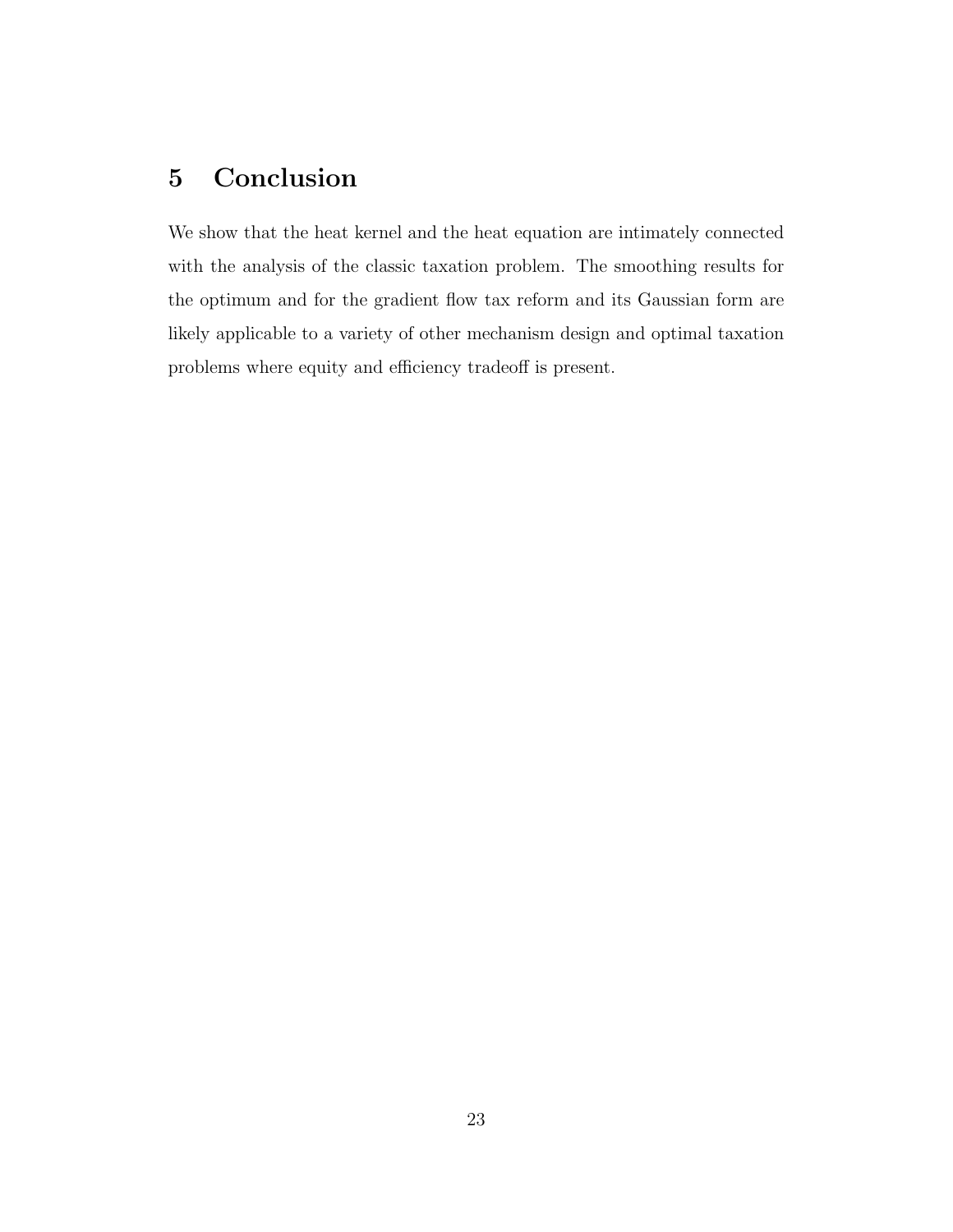## 5 Conclusion

We show that the heat kernel and the heat equation are intimately connected with the analysis of the classic taxation problem. The smoothing results for the optimum and for the gradient flow tax reform and its Gaussian form are likely applicable to a variety of other mechanism design and optimal taxation problems where equity and efficiency tradeoff is present.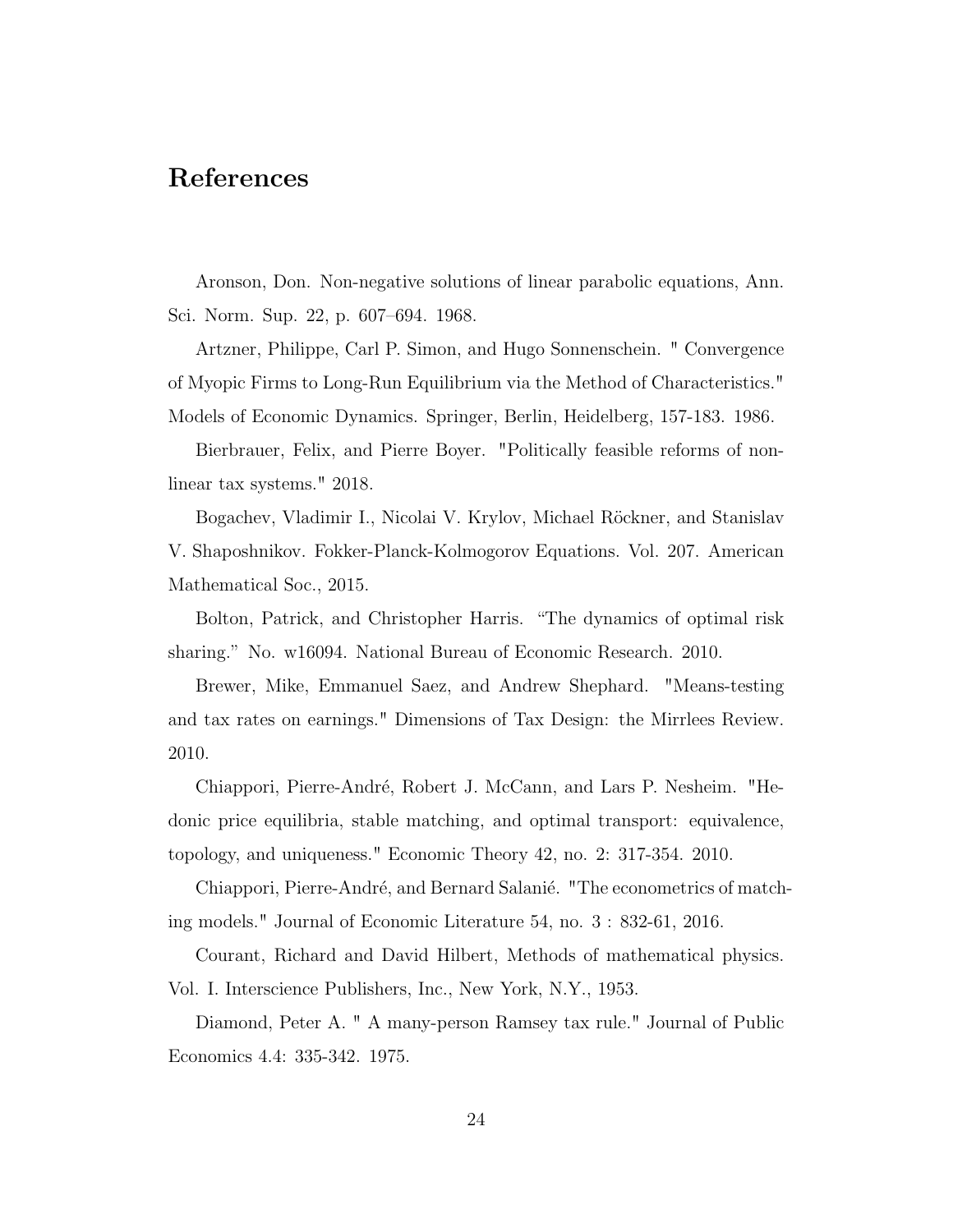## References

Aronson, Don. Non-negative solutions of linear parabolic equations, Ann. Sci. Norm. Sup. 22, p. 607–694. 1968.

Artzner, Philippe, Carl P. Simon, and Hugo Sonnenschein. " Convergence of Myopic Firms to Long-Run Equilibrium via the Method of Characteristics." Models of Economic Dynamics. Springer, Berlin, Heidelberg, 157-183. 1986.

Bierbrauer, Felix, and Pierre Boyer. "Politically feasible reforms of non-linear tax systems." 2018.

Bogachev, Vladimir I., Nicolai V. Krylov, Michael Röckner, and Stanislav V. Shaposhnikov. Fokker-Planck-Kolmogorov Equations. Vol. 207. American Mathematical Soc., 2015.

Bolton, Patrick, and Christopher Harris. "The dynamics of optimal risk sharing." No. w16094. National Bureau of Economic Research. 2010.

Brewer, Mike, Emmanuel Saez, and Andrew Shephard. "Means-testing and tax rates on earnings." Dimensions of Tax Design: the Mirrlees Review. 2010.

Chiappori, Pierre-André, Robert J. McCann, and Lars P. Nesheim. "Hedonic price equilibria, stable matching, and optimal transport: equivalence, topology, and uniqueness." Economic Theory 42, no. 2: 317-354. 2010.

Chiappori, Pierre-André, and Bernard Salanié. "The econometrics of matching models." Journal of Economic Literature 54, no. 3 : 832-61, 2016.

Courant, Richard and David Hilbert, Methods of mathematical physics. Vol. I. Interscience Publishers, Inc., New York, N.Y., 1953.

Diamond, Peter A. " A many-person Ramsey tax rule." Journal of Public Economics 4.4: 335-342. 1975.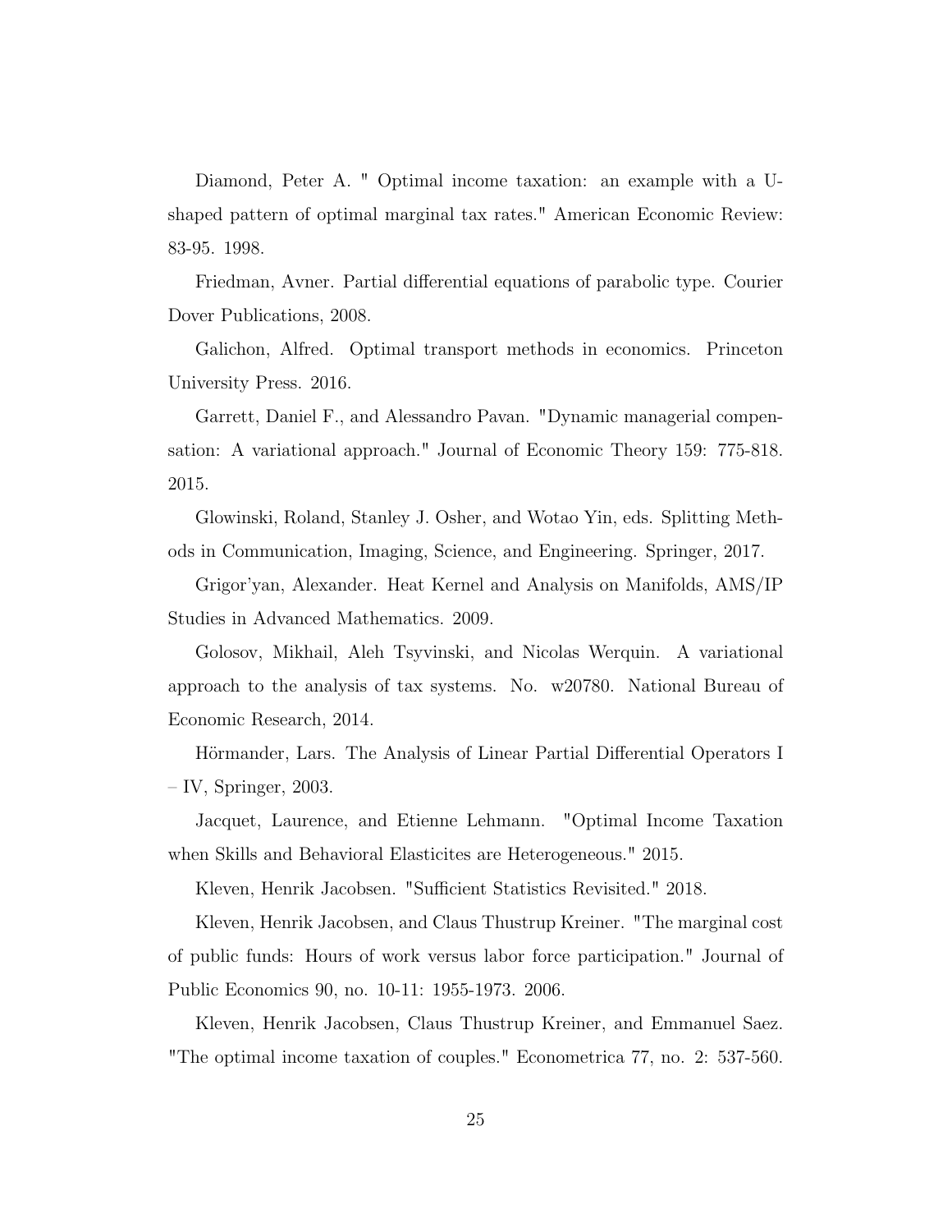Diamond, Peter A. " Optimal income taxation: an example with a U-shaped pattern of optimal marginal tax rates." American Economic Review: 83-95. 1998.

Friedman, Avner. Partial differential equations of parabolic type. Courier Dover Publications, 2008.

Galichon, Alfred. Optimal transport methods in economics. Princeton University Press. 2016.

Garrett, Daniel F., and Alessandro Pavan. "Dynamic managerial compensation: A variational approach." Journal of Economic Theory 159: 775-818. 2015.

Glowinski, Roland, Stanley J. Osher, and Wotao Yin, eds. Splitting Methods in Communication, Imaging, Science, and Engineering. Springer, 2017.

Grigor'yan, Alexander. Heat Kernel and Analysis on Manifolds, AMS/IP Studies in Advanced Mathematics. 2009.

Golosov, Mikhail, Aleh Tsyvinski, and Nicolas Werquin. A variational approach to the analysis of tax systems. No. w20780. National Bureau of Economic Research, 2014.

Hörmander, Lars. The Analysis of Linear Partial Differential Operators I – IV, Springer, 2003.

Jacquet, Laurence, and Etienne Lehmann. "Optimal Income Taxation when Skills and Behavioral Elasticites are Heterogeneous." 2015.

Kleven, Henrik Jacobsen. "Sufficient Statistics Revisited." 2018.

Kleven, Henrik Jacobsen, and Claus Thustrup Kreiner. "The marginal cost of public funds: Hours of work versus labor force participation." Journal of Public Economics 90, no. 10-11: 1955-1973. 2006.

Kleven, Henrik Jacobsen, Claus Thustrup Kreiner, and Emmanuel Saez. "The optimal income taxation of couples." Econometrica 77, no. 2: 537-560.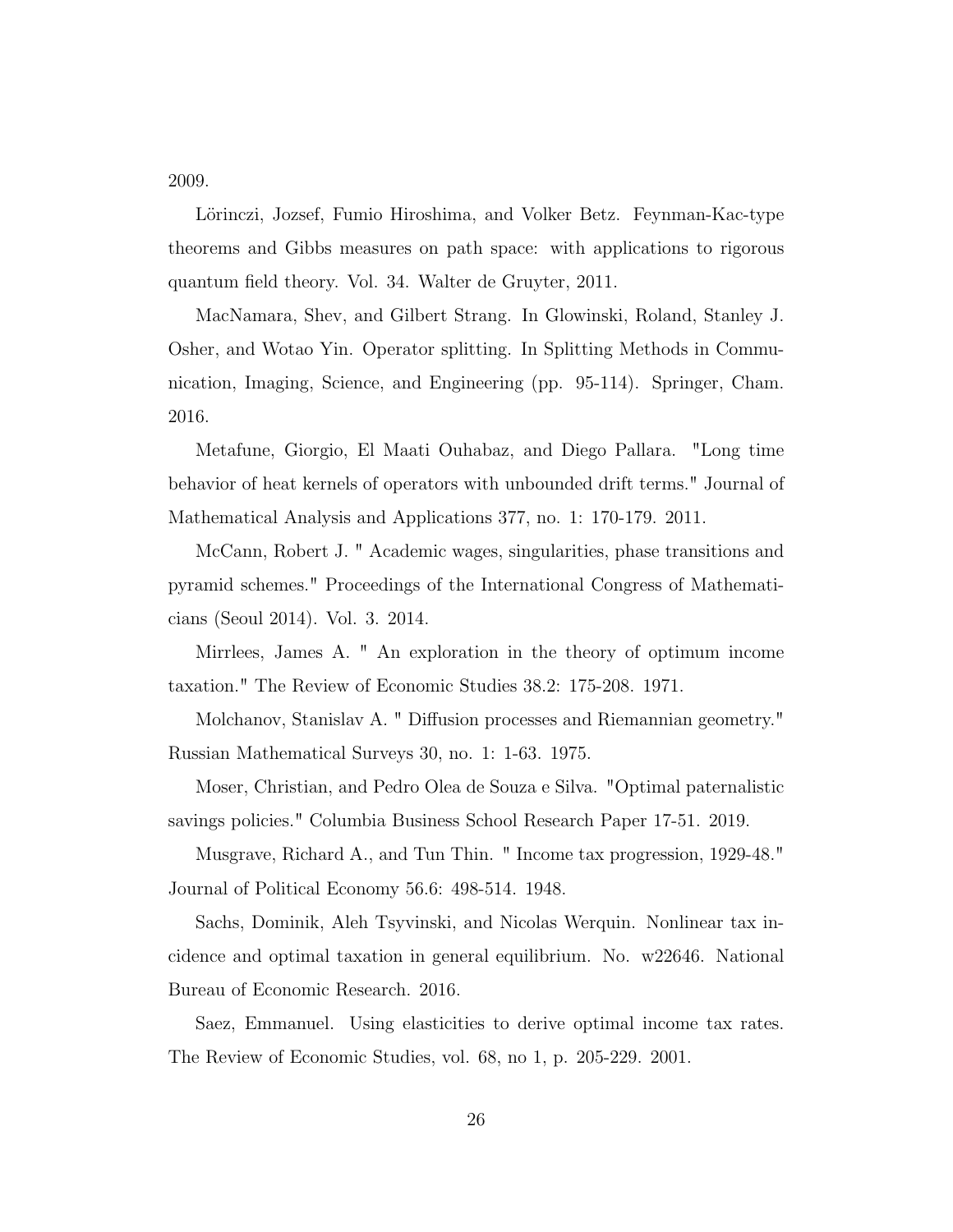2009.

Lörinczi, Jozsef, Fumio Hiroshima, and Volker Betz. Feynman-Kac-type theorems and Gibbs measures on path space: with applications to rigorous quantum field theory. Vol. 34. Walter de Gruyter, 2011.

MacNamara, Shev, and Gilbert Strang. In Glowinski, Roland, Stanley J. Osher, and Wotao Yin. Operator splitting. In Splitting Methods in Communication, Imaging, Science, and Engineering (pp. 95-114). Springer, Cham. 2016.

Metafune, Giorgio, El Maati Ouhabaz, and Diego Pallara. "Long time behavior of heat kernels of operators with unbounded drift terms." Journal of Mathematical Analysis and Applications 377, no. 1: 170-179. 2011.

McCann, Robert J. " Academic wages, singularities, phase transitions and pyramid schemes." Proceedings of the International Congress of Mathematicians (Seoul 2014). Vol. 3. 2014.

Mirrlees, James A. " An exploration in the theory of optimum income taxation." The Review of Economic Studies 38.2: 175-208. 1971.

Molchanov, Stanislav A. " Diffusion processes and Riemannian geometry." Russian Mathematical Surveys 30, no. 1: 1-63. 1975.

Moser, Christian, and Pedro Olea de Souza e Silva. "Optimal paternalistic savings policies." Columbia Business School Research Paper 17-51. 2019.

Musgrave, Richard A., and Tun Thin. " Income tax progression, 1929-48." Journal of Political Economy 56.6: 498-514. 1948.

Sachs, Dominik, Aleh Tsyvinski, and Nicolas Werquin. Nonlinear tax incidence and optimal taxation in general equilibrium. No. w22646. National Bureau of Economic Research. 2016.

Saez, Emmanuel. Using elasticities to derive optimal income tax rates. The Review of Economic Studies, vol. 68, no 1, p. 205-229. 2001.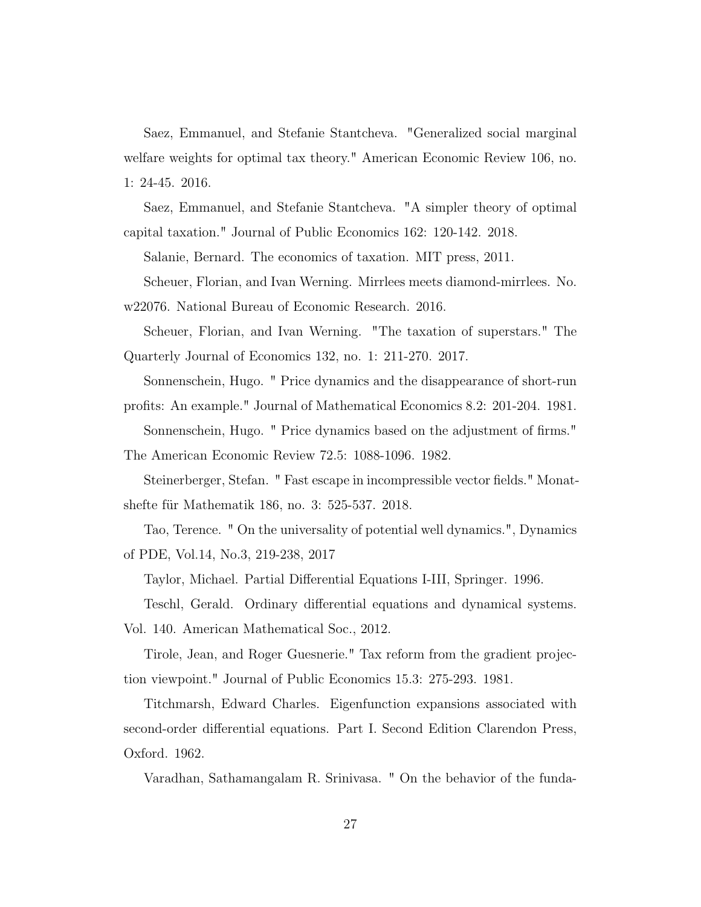Saez, Emmanuel, and Stefanie Stantcheva. "Generalized social marginal welfare weights for optimal tax theory." American Economic Review 106, no. 1: 24-45. 2016.

Saez, Emmanuel, and Stefanie Stantcheva. "A simpler theory of optimal capital taxation." Journal of Public Economics 162: 120-142. 2018.

Salanie, Bernard. The economics of taxation. MIT press, 2011.

Scheuer, Florian, and Ivan Werning. Mirrlees meets diamond-mirrlees. No. w22076. National Bureau of Economic Research. 2016.

Scheuer, Florian, and Ivan Werning. "The taxation of superstars." The Quarterly Journal of Economics 132, no. 1: 211-270. 2017.

Sonnenschein, Hugo. " Price dynamics and the disappearance of short-run profits: An example." Journal of Mathematical Economics 8.2: 201-204. 1981.

Sonnenschein, Hugo. " Price dynamics based on the adjustment of firms." The American Economic Review 72.5: 1088-1096. 1982.

Steinerberger, Stefan. " Fast escape in incompressible vector fields." Monatshefte für Mathematik 186, no. 3: 525-537. 2018.

Tao, Terence. " On the universality of potential well dynamics.", Dynamics of PDE, Vol.14, No.3, 219-238, 2017

Taylor, Michael. Partial Differential Equations I-III, Springer. 1996.

Teschl, Gerald. Ordinary differential equations and dynamical systems. Vol. 140. American Mathematical Soc., 2012.

Tirole, Jean, and Roger Guesnerie." Tax reform from the gradient projection viewpoint." Journal of Public Economics 15.3: 275-293. 1981.

Titchmarsh, Edward Charles. Eigenfunction expansions associated with second-order differential equations. Part I. Second Edition Clarendon Press, Oxford. 1962.

Varadhan, Sathamangalam R. Srinivasa. " On the behavior of the funda-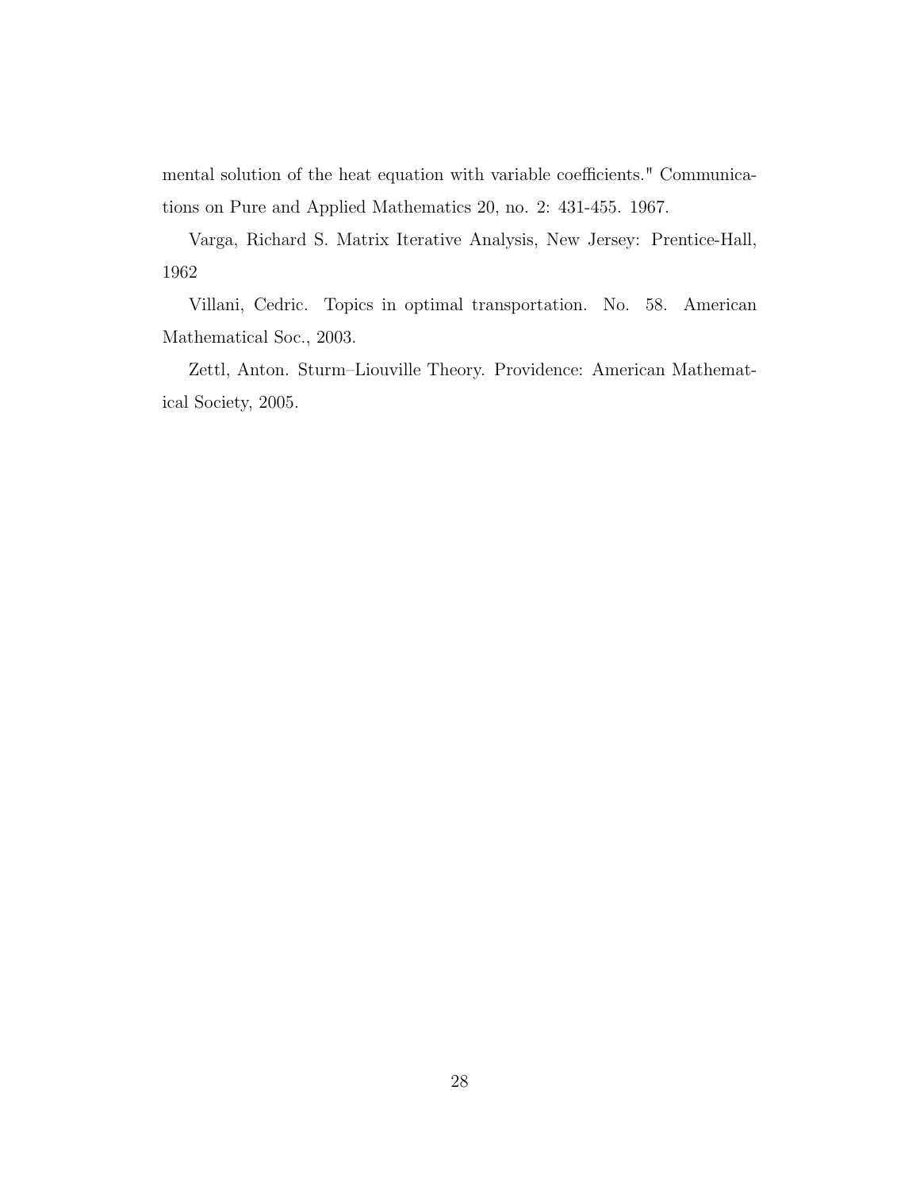mental solution of the heat equation with variable coefficients." Communications on Pure and Applied Mathematics 20, no. 2: 431-455. 1967.

Varga, Richard S. Matrix Iterative Analysis, New Jersey: Prentice-Hall, 1962

Villani, Cedric. Topics in optimal transportation. No. 58. American Mathematical Soc., 2003.

Zettl, Anton. Sturm–Liouville Theory. Providence: American Mathematical Society, 2005.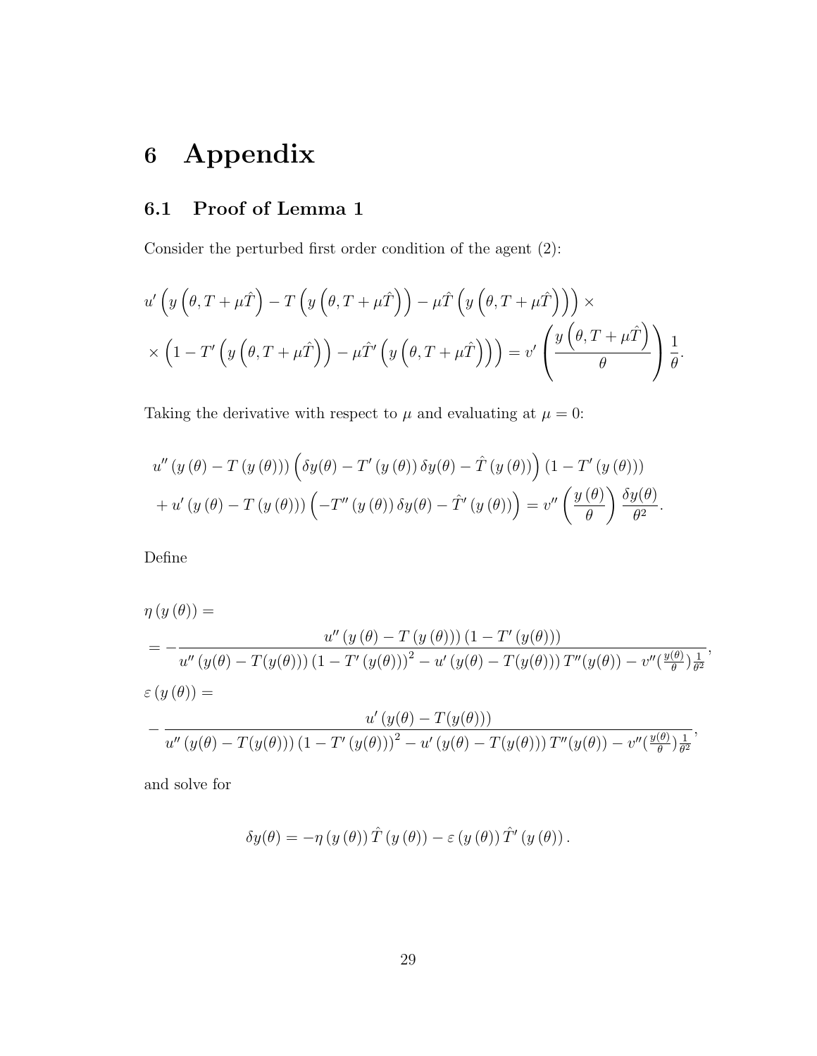# 6 Appendix

## 6.1 Proof of Lemma 1

Consider the perturbed first order condition of the agent (2):

$$
\begin{aligned}
&u'\left(y\left(\theta, T+\mu\hat{T}\right)-T\left(y\left(\theta, T+\mu\hat{T}\right)\right)-\mu\hat{T}\left(y\left(\theta, T+\mu\hat{T}\right)\right)\right)\times\\
&\times\left(1-T'\left(y\left(\theta, T+\mu\hat{T}\right)\right)-\mu\hat{T}'\left(y\left(\theta, T+\mu\hat{T}\right)\right)\right)=v'\left(\frac{y\left(\theta, T+\mu\hat{T}\right)}{\theta}\right)\frac{1}{\theta}.
\end{aligned}
$$

Taking the derivative with respect to $\mu$ and evaluating at $\mu = 0$:

$$
\begin{aligned}
&u''\left(y\left(\theta\right)-T\left(y\left(\theta\right)\right)\right)\left(\delta y(\theta)-T'\left(y\left(\theta\right)\right)\delta y(\theta)-\hat{T}\left(y\left(\theta\right)\right)\right)\left(1-T'\left(y\left(\theta\right)\right)\right)\\
&+u'\left(y\left(\theta\right)-T\left(y\left(\theta\right)\right)\right)\left(-T''\left(y\left(\theta\right)\right)\delta y(\theta)-\hat{T}'\left(y\left(\theta\right)\right)\right)=v''\left(\frac{y\left(\theta\right)}{\theta}\right)\frac{\delta y(\theta)}{\theta^2}.
\end{aligned}
$$

Define

$$
\begin{aligned}
&\eta\left(y\left(\theta\right)\right)=\\
&=-\frac{u''\left(y\left(\theta\right)-T\left(y\left(\theta\right)\right)\right)\left(1-T'\left(y(\theta)\right)\right)}{u''\left(y(\theta)-T(y(\theta))\right)\left(1-T'\left(y(\theta)\right)\right)^2-u'\left(y(\theta)-T(y(\theta))\right)T''(y(\theta))-v''(\frac{y(\theta)}{\theta})\frac{1}{\theta^2}},\\
&\varepsilon\left(y\left(\theta\right)\right)=\\
&-\frac{u'\left(y(\theta)-T(y(\theta))\right)}{u''\left(y(\theta)-T(y(\theta))\right)\left(1-T'\left(y(\theta)\right)\right)^2-u'\left(y(\theta)-T(y(\theta))\right)T''(y(\theta))-v''(\frac{y(\theta)}{\theta})\frac{1}{\theta^2}},
\end{aligned}
$$

and solve for

$$
\delta y(\theta)=-\eta\left(y\left(\theta\right)\right)\hat{T}\left(y\left(\theta\right)\right)-\varepsilon\left(y\left(\theta\right)\right)\hat{T}'\left(y\left(\theta\right)\right).
$$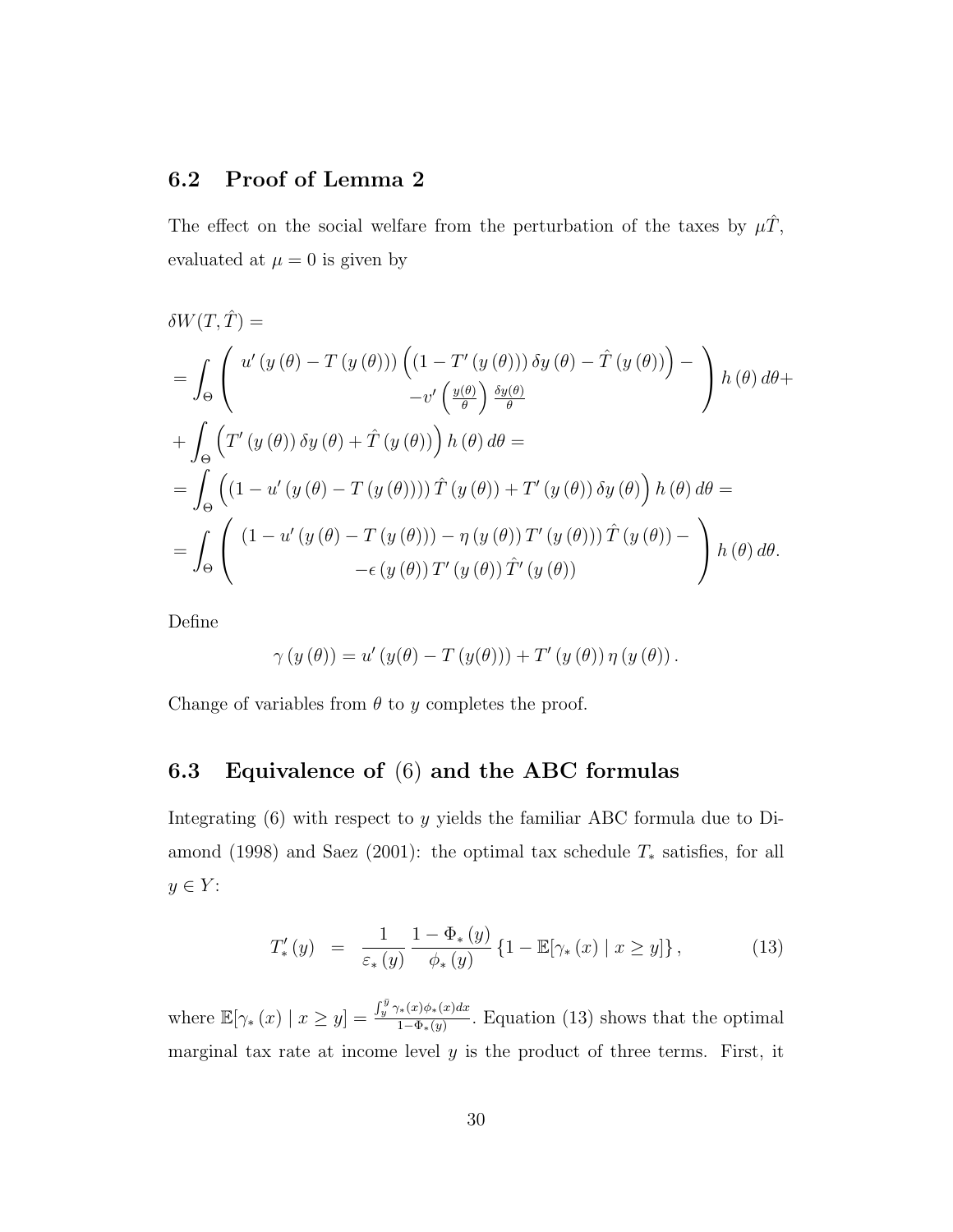## 6.2 Proof of Lemma 2

The effect on the social welfare from the perturbation of the taxes by $\mu\hat{T}$, evaluated at $\mu = 0$ is given by

$$
\begin{aligned}
&\delta W(T, \hat{T}) = \\
&= \int_{\Theta} \left( \begin{array}{c} u'\left(y\left(\theta\right) - T\left(y\left(\theta\right)\right)\right) \left( \left(1 - T'\left(y\left(\theta\right)\right)\right) \delta y\left(\theta\right) - \hat{T}\left(y\left(\theta\right)\right) \right) - \\ -v'\left(\frac{y(\theta)}{\theta}\right) \frac{\delta y(\theta)}{\theta} \end{array} \right) h\left(\theta\right) d\theta + \\
&+ \int_{\Theta} \left( T'\left(y\left(\theta\right)\right) \delta y\left(\theta\right) + \hat{T}\left(y\left(\theta\right)\right) \right) h\left(\theta\right) d\theta = \\
&= \int_{\Theta} \left( \left(1 - u'\left(y\left(\theta\right) - T\left(y\left(\theta\right)\right)\right)\right) \hat{T}\left(y\left(\theta\right)\right) + T'\left(y\left(\theta\right)\right) \delta y\left(\theta\right) \right) h\left(\theta\right) d\theta = \\
&= \int_{\Theta} \left( \begin{array}{c} \left(1 - u'\left(y\left(\theta\right) - T\left(y\left(\theta\right)\right)\right) - \eta\left(y\left(\theta\right)\right) T'\left(y\left(\theta\right)\right)\right) \hat{T}\left(y\left(\theta\right)\right) - \\ -\epsilon\left(y\left(\theta\right)\right) T'\left(y\left(\theta\right)\right) \hat{T}'\left(y\left(\theta\right)\right) \end{array} \right) h\left(\theta\right) d\theta.
\end{aligned}
$$

Define

$$
\gamma\left(y\left(\theta\right)\right) = u'\left(y(\theta) - T\left(y(\theta)\right)\right) + T'\left(y\left(\theta\right)\right) \eta\left(y\left(\theta\right)\right).
$$

Change of variables from $\theta$ to $y$ completes the proof.

## 6.3 Equivalence of (6) and the ABC formulas

Integrating (6) with respect to $y$ yields the familiar ABC formula due to Diamond (1998) and Saez (2001): the optimal tax schedule $T_*$ satisfies, for all $y \in Y$:

$$
T'_*\left(y\right) \;=\; \frac{1}{\varepsilon_*\left(y\right)} \frac{1 - \Phi_*\left(y\right)}{\phi_*\left(y\right)} \left\{1 - \mathbb{E}[\gamma_*\left(x\right) \mid x \geq y]\right\}, \tag{13}
$$

where $\mathbb{E}[\gamma_*\left(x\right) \mid x \geq y] = \frac{\int_y^{\bar{y}} \gamma_*(x) \phi_*(x) dx}{1 - \Phi_*(y)}$. Equation (13) shows that the optimal marginal tax rate at income level $y$ is the product of three terms. First, it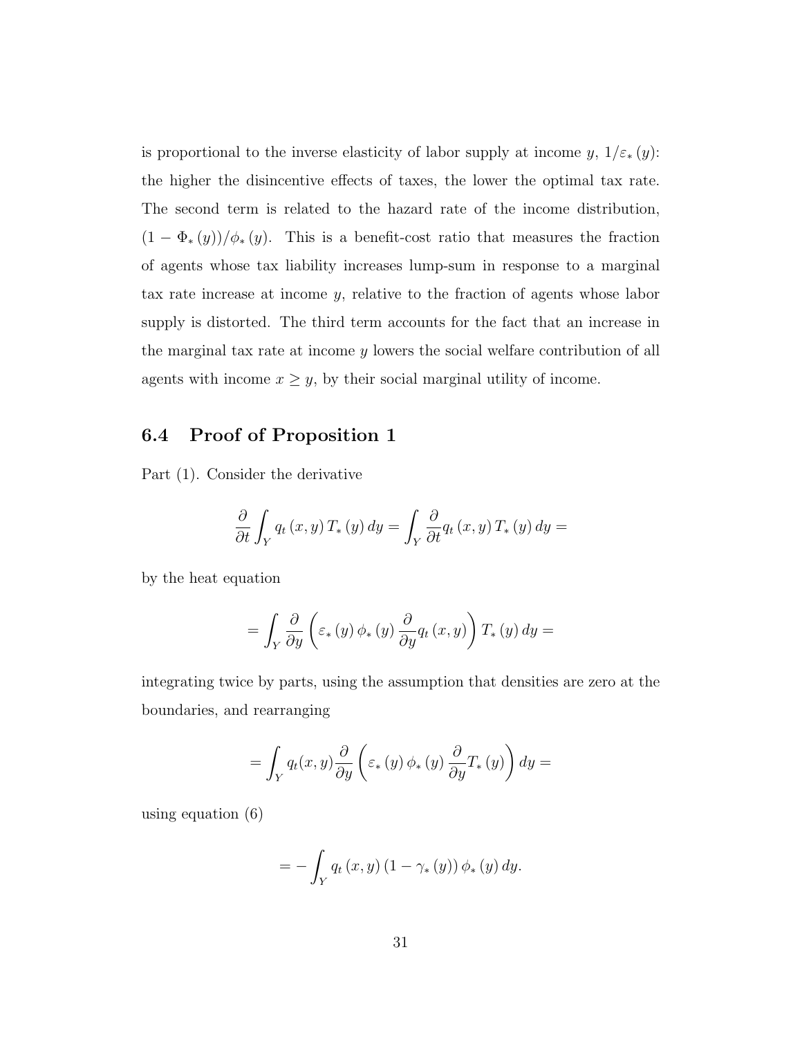is proportional to the inverse elasticity of labor supply at income $y$, $1/\varepsilon_*(y)$: the higher the disincentive effects of taxes, the lower the optimal tax rate. The second term is related to the hazard rate of the income distribution, $(1 - \Phi_*(y))/\phi_*(y)$. This is a benefit-cost ratio that measures the fraction of agents whose tax liability increases lump-sum in response to a marginal tax rate increase at income $y$, relative to the fraction of agents whose labor supply is distorted. The third term accounts for the fact that an increase in the marginal tax rate at income $y$ lowers the social welfare contribution of all agents with income $x \geq y$, by their social marginal utility of income.

## 6.4 Proof of Proposition 1

Part (1). Consider the derivative

$$\frac{\partial}{\partial t} \int_Y q_t(x, y) T_*(y)\, dy = \int_Y \frac{\partial}{\partial t} q_t(x, y) T_*(y)\, dy =$$

by the heat equation

$$= \int_Y \frac{\partial}{\partial y} \left( \varepsilon_*(y) \phi_*(y) \frac{\partial}{\partial y} q_t(x, y) \right) T_*(y)\, dy =$$

integrating twice by parts, using the assumption that densities are zero at the boundaries, and rearranging

$$= \int_Y q_t(x, y) \frac{\partial}{\partial y} \left( \varepsilon_*(y) \phi_*(y) \frac{\partial}{\partial y} T_*(y) \right) dy =$$

using equation (6)

$$= - \int_Y q_t(x, y) (1 - \gamma_*(y)) \phi_*(y)\, dy.$$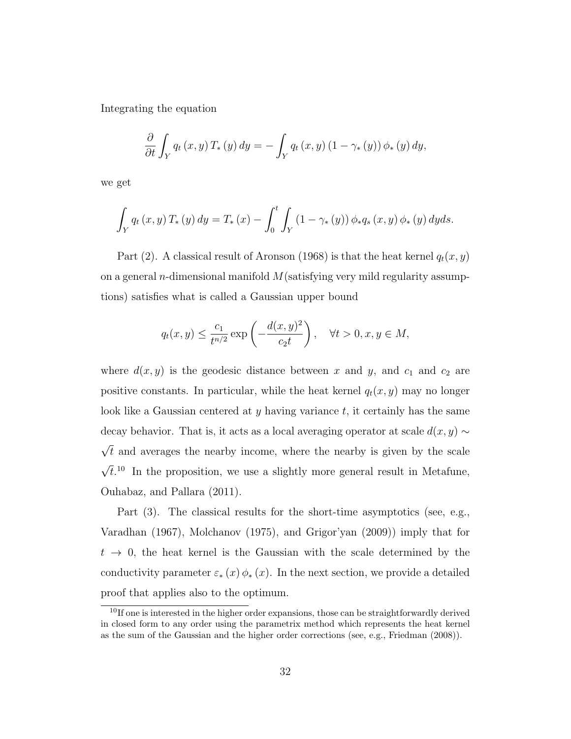Integrating the equation

$$\frac{\partial}{\partial t}\int_{Y} q_{t}\left(x,y\right)T_{*}\left(y\right)dy=-\int_{Y} q_{t}\left(x,y\right)\left(1-\gamma_{*}\left(y\right)\right)\phi_{*}\left(y\right)dy,$$

we get

$$\int_{Y} q_{t}\left(x,y\right)T_{*}\left(y\right)dy=T_{*}\left(x\right)-\int_{0}^{t}\int_{Y}\left(1-\gamma_{*}\left(y\right)\right)\phi_{*}q_{s}\left(x,y\right)\phi_{*}\left(y\right)dyds.$$

Part (2). A classical result of Aronson (1968) is that the heat kernel $q_t(x,y)$ on a general $n$-dimensional manifold $M$ (satisfying very mild regularity assumptions) satisfies what is called a Gaussian upper bound

$$q_t(x,y) \leq \frac{c_1}{t^{n/2}}\exp\left(-\frac{d(x,y)^2}{c_2 t}\right), \quad \forall t>0, x,y \in M,$$

where $d(x,y)$ is the geodesic distance between $x$ and $y$, and $c_1$ and $c_2$ are positive constants. In particular, while the heat kernel $q_t(x,y)$ may no longer look like a Gaussian centered at $y$ having variance $t$, it certainly has the same decay behavior. That is, it acts as a local averaging operator at scale $d(x,y) \sim \sqrt{t}$ and averages the nearby income, where the nearby is given by the scale $\sqrt{t}$.[10] In the proposition, we use a slightly more general result in Metafune, Ouhabaz, and Pallara (2011).

Part (3). The classical results for the short-time asymptotics (see, e.g., Varadhan (1967), Molchanov (1975), and Grigor'yan (2009)) imply that for $t \to 0$, the heat kernel is the Gaussian with the scale determined by the conductivity parameter $\varepsilon_*\left(x\right)\phi_*\left(x\right)$. In the next section, we provide a detailed proof that applies also to the optimum.

[10] If one is interested in the higher order expansions, those can be straightforwardly derived in closed form to any order using the parametrix method which represents the heat kernel as the sum of the Gaussian and the higher order corrections (see, e.g., Friedman (2008)).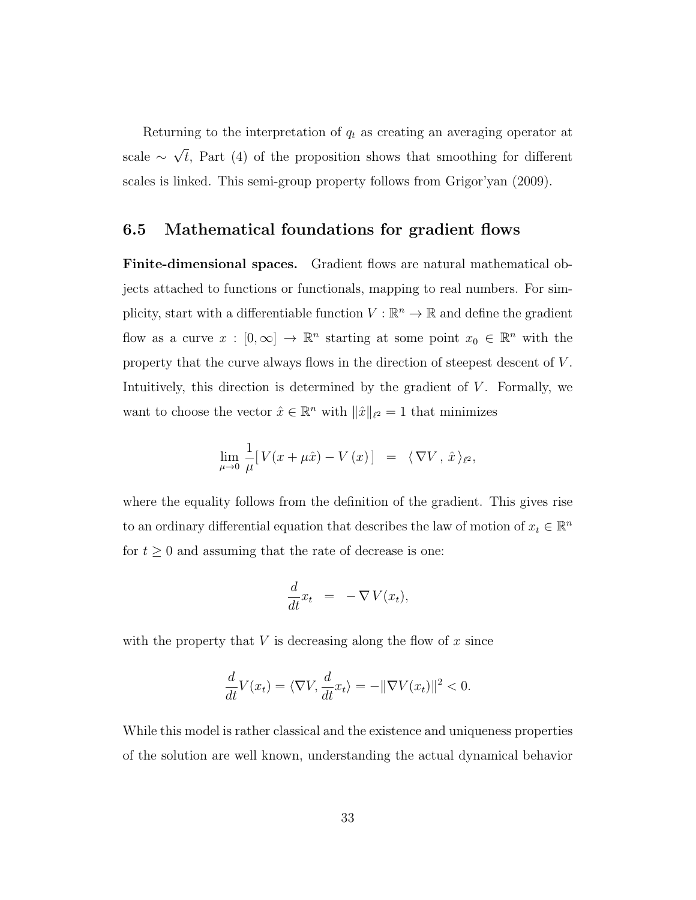Returning to the interpretation of $q_t$ as creating an averaging operator at scale $\sim \sqrt{t}$, Part (4) of the proposition shows that smoothing for different scales is linked. This semi-group property follows from Grigor'yan (2009).

## 6.5 Mathematical foundations for gradient flows

**Finite-dimensional spaces.** Gradient flows are natural mathematical objects attached to functions or functionals, mapping to real numbers. For simplicity, start with a differentiable function $V : \mathbb{R}^n \to \mathbb{R}$ and define the gradient flow as a curve $x : [0, \infty] \to \mathbb{R}^n$ starting at some point $x_0 \in \mathbb{R}^n$ with the property that the curve always flows in the direction of steepest descent of $V$. Intuitively, this direction is determined by the gradient of $V$. Formally, we want to choose the vector $\hat{x} \in \mathbb{R}^n$ with $\|\hat{x}\|_{\ell^2} = 1$ that minimizes

$$\lim_{\mu \to 0} \frac{1}{\mu}[\, V(x + \mu \hat{x}) - V\,(x)\,] \;\;=\;\; \langle\, \nabla V\,,\, \hat{x}\,\rangle_{\ell^2},$$

where the equality follows from the definition of the gradient. This gives rise to an ordinary differential equation that describes the law of motion of $x_t \in \mathbb{R}^n$ for $t \geq 0$ and assuming that the rate of decrease is one:

$$\frac{d}{dt} x_t \;\;=\;\; -\,\nabla\, V(x_t),$$

with the property that $V$ is decreasing along the flow of $x$ since

$$\frac{d}{dt} V(x_t) = \langle \nabla V, \frac{d}{dt} x_t \rangle = -\|\nabla V(x_t)\|^2 < 0.$$

While this model is rather classical and the existence and uniqueness properties of the solution are well known, understanding the actual dynamical behavior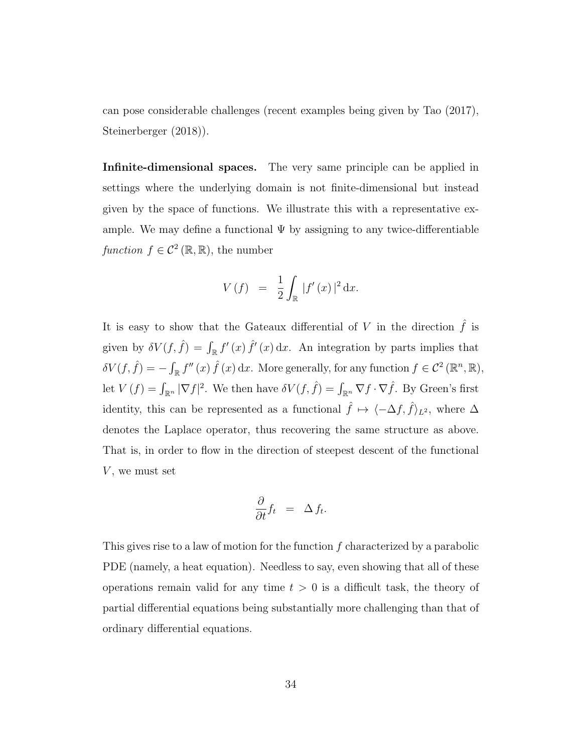can pose considerable challenges (recent examples being given by Tao (2017), Steinerberger (2018)).

**Infinite-dimensional spaces.** The very same principle can be applied in settings where the underlying domain is not finite-dimensional but instead given by the space of functions. We illustrate this with a representative example. We may define a functional $\Psi$ by assigning to any twice-differentiable *function* $f \in \mathcal{C}^2(\mathbb{R}, \mathbb{R})$, the number

$$V(f) \;\; = \;\; \frac{1}{2} \int_{\mathbb{R}} |f'(x)|^2 \, \mathrm{d}x.$$

It is easy to show that the Gateaux differential of $V$ in the direction $\hat{f}$ is given by $\delta V(f, \hat{f}) = \int_{\mathbb{R}} f'(x) \hat{f}'(x) \, \mathrm{d}x$. An integration by parts implies that $\delta V(f, \hat{f}) = -\int_{\mathbb{R}} f''(x) \hat{f}(x) \, \mathrm{d}x$. More generally, for any function $f \in \mathcal{C}^2(\mathbb{R}^n, \mathbb{R})$, let $V(f) = \int_{\mathbb{R}^n} |\nabla f|^2$. We then have $\delta V(f, \hat{f}) = \int_{\mathbb{R}^n} \nabla f \cdot \nabla \hat{f}$. By Green's first identity, this can be represented as a functional $\hat{f} \mapsto \langle -\Delta f, \hat{f} \rangle_{L^2}$, where $\Delta$ denotes the Laplace operator, thus recovering the same structure as above. That is, in order to flow in the direction of steepest descent of the functional $V$, we must set

$$\frac{\partial}{\partial t} f_t \;\; = \;\; \Delta \, f_t.$$

This gives rise to a law of motion for the function $f$ characterized by a parabolic PDE (namely, a heat equation). Needless to say, even showing that all of these operations remain valid for any time $t > 0$ is a difficult task, the theory of partial differential equations being substantially more challenging than that of ordinary differential equations.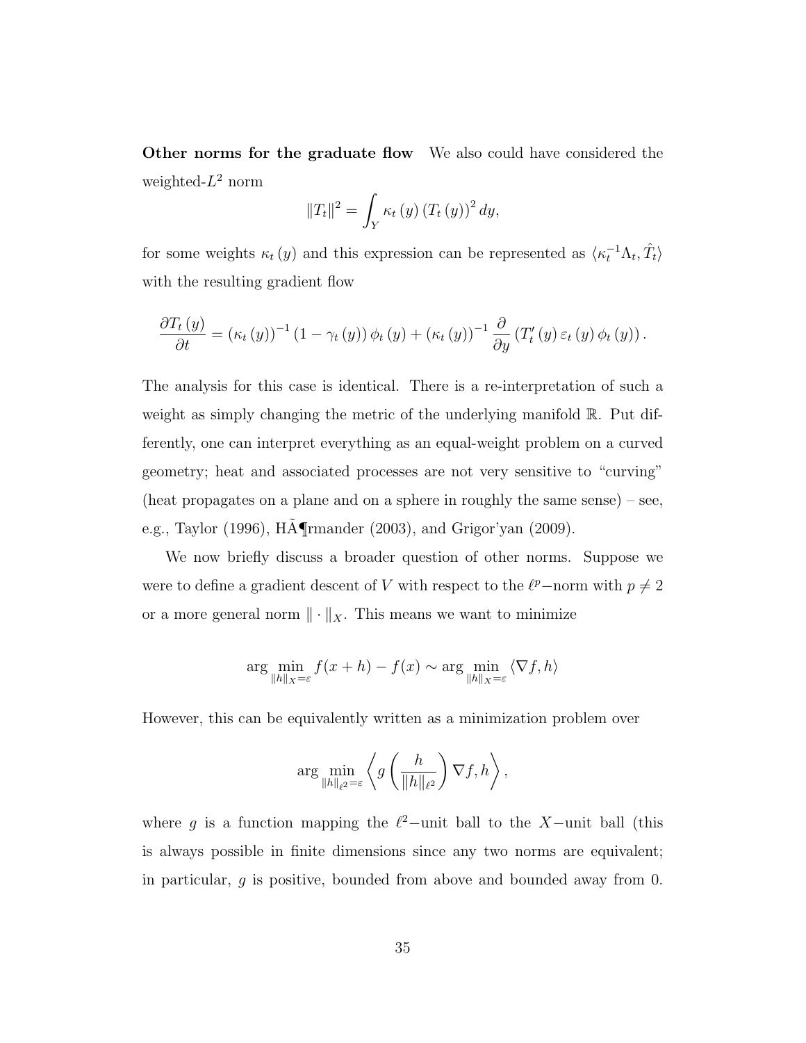**Other norms for the graduate flow** We also could have considered the weighted-$L^2$ norm

$$\|T_t\|^2 = \int_Y \kappa_t(y) (T_t(y))^2 \, dy,$$

for some weights $\kappa_t(y)$ and this expression can be represented as $\langle \kappa_t^{-1} \Lambda_t, \hat{T}_t \rangle$ with the resulting gradient flow

$$\frac{\partial T_t(y)}{\partial t} = (\kappa_t(y))^{-1} (1 - \gamma_t(y)) \phi_t(y) + (\kappa_t(y))^{-1} \frac{\partial}{\partial y} (T_t'(y) \varepsilon_t(y) \phi_t(y)).$$

The analysis for this case is identical. There is a re-interpretation of such a weight as simply changing the metric of the underlying manifold $\mathbb{R}$. Put differently, one can interpret everything as an equal-weight problem on a curved geometry; heat and associated processes are not very sensitive to "curving" (heat propagates on a plane and on a sphere in roughly the same sense) – see, e.g., Taylor (1996), HÃ¶rmander (2003), and Grigor'yan (2009).

We now briefly discuss a broader question of other norms. Suppose we were to define a gradient descent of $V$ with respect to the $\ell^p$−norm with $p \neq 2$ or a more general norm $\| \cdot \|_X$. This means we want to minimize

$$\arg \min_{\|h\|_X = \varepsilon} f(x+h) - f(x) \sim \arg \min_{\|h\|_X = \varepsilon} \langle \nabla f, h \rangle$$

However, this can be equivalently written as a minimization problem over

$$\arg \min_{\|h\|_{\ell^2} = \varepsilon} \left\langle g\left( \frac{h}{\|h\|_{\ell^2}} \right) \nabla f, h \right\rangle,$$

where $g$ is a function mapping the $\ell^2$−unit ball to the $X$−unit ball (this is always possible in finite dimensions since any two norms are equivalent; in particular, $g$ is positive, bounded from above and bounded away from 0.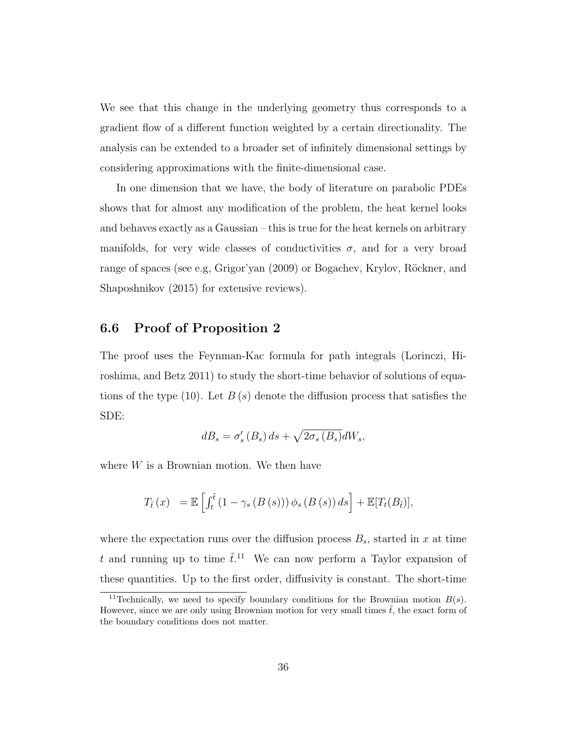We see that this change in the underlying geometry thus corresponds to a gradient flow of a different function weighted by a certain directionality. The analysis can be extended to a broader set of infinitely dimensional settings by considering approximations with the finite-dimensional case.

In one dimension that we have, the body of literature on parabolic PDEs shows that for almost any modification of the problem, the heat kernel looks and behaves exactly as a Gaussian – this is true for the heat kernels on arbitrary manifolds, for very wide classes of conductivities $\sigma$, and for a very broad range of spaces (see e.g, Grigor'yan (2009) or Bogachev, Krylov, Röckner, and Shaposhnikov (2015) for extensive reviews).

## 6.6 Proof of Proposition 2

The proof uses the Feynman-Kac formula for path integrals (Lorinczi, Hiroshima, and Betz 2011) to study the short-time behavior of solutions of equations of the type (10). Let $B(s)$ denote the diffusion process that satisfies the SDE:

$$dB_s = \sigma_s'(B_s)\,ds + \sqrt{2\sigma_s(B_s)}dW_s,$$

where $W$ is a Brownian motion. We then have

$$T_{\tilde{t}}(x) \;\; = \mathbb{E}\left[\int_t^{\tilde{t}} (1 - \gamma_s(B(s)))\,\phi_s(B(s))\,ds\right] + \mathbb{E}[T_t(B_{\tilde{t}})],$$

where the expectation runs over the diffusion process $B_s$, started in $x$ at time $t$ and running up to time $\tilde{t}$.[11] We can now perform a Taylor expansion of these quantities. Up to the first order, diffusivity is constant. The short-time

[11] Technically, we need to specify boundary conditions for the Brownian motion $B(s)$. However, since we are only using Brownian motion for very small times $\tilde{t}$, the exact form of the boundary conditions does not matter.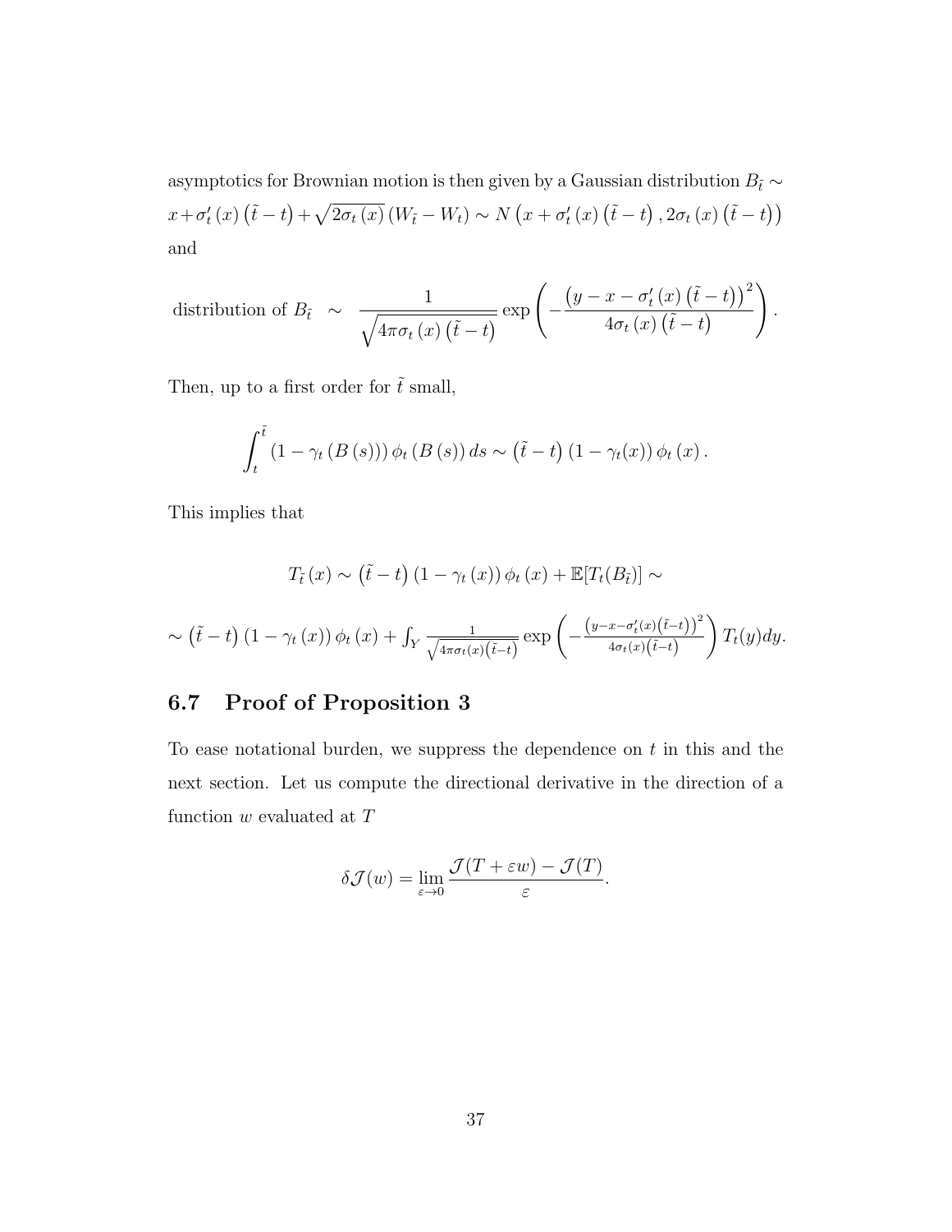asymptotics for Brownian motion is then given by a Gaussian distribution $B_{\tilde{t}} \sim x+\sigma_t'(x)\left(\tilde{t}-t\right)+\sqrt{2\sigma_t(x)}\left(W_{\tilde{t}}-W_t\right) \sim N\left(x+\sigma_t'(x)\left(\tilde{t}-t\right), 2\sigma_t(x)\left(\tilde{t}-t\right)\right)$ and

$$\text{distribution of } B_{\tilde{t}} \quad \sim \quad \frac{1}{\sqrt{4\pi\sigma_t(x)\left(\tilde{t}-t\right)}} \exp\left(-\frac{\left(y-x-\sigma_t'(x)\left(\tilde{t}-t\right)\right)^2}{4\sigma_t(x)\left(\tilde{t}-t\right)}\right).$$

Then, up to a first order for $\tilde{t}$ small,

$$\int_t^{\tilde{t}} \left(1-\gamma_t(B(s))\right)\phi_t(B(s))\,ds \sim \left(\tilde{t}-t\right)\left(1-\gamma_t(x)\right)\phi_t(x).$$

This implies that

$$T_{\tilde{t}}(x) \sim \left(\tilde{t}-t\right)\left(1-\gamma_t(x)\right)\phi_t(x) + \mathbb{E}[T_t(B_{\tilde{t}})] \sim$$

$$\sim \left(\tilde{t}-t\right)\left(1-\gamma_t(x)\right)\phi_t(x) + \int_Y \frac{1}{\sqrt{4\pi\sigma_t(x)\left(\tilde{t}-t\right)}} \exp\left(-\frac{\left(y-x-\sigma_t'(x)\left(\tilde{t}-t\right)\right)^2}{4\sigma_t(x)\left(\tilde{t}-t\right)}\right) T_t(y)dy.$$

## 6.7 Proof of Proposition 3

To ease notational burden, we suppress the dependence on $t$ in this and the next section. Let us compute the directional derivative in the direction of a function $w$ evaluated at $T$

$$\delta\mathcal{J}(w) = \lim_{\varepsilon\to 0} \frac{\mathcal{J}(T+\varepsilon w)-\mathcal{J}(T)}{\varepsilon}.$$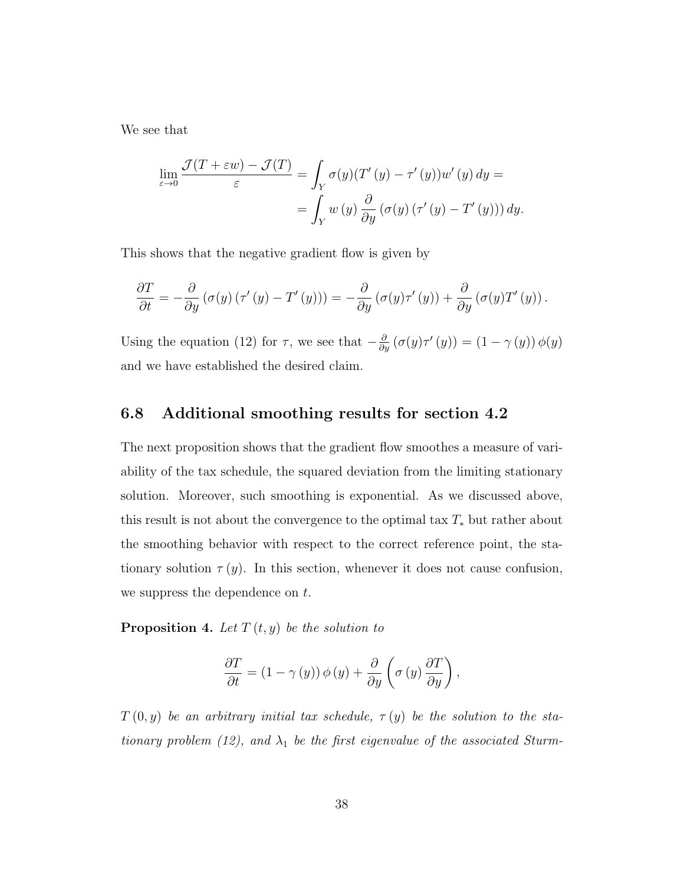We see that

$$
\begin{aligned}
\lim_{\varepsilon \to 0} \frac{\mathcal{J}(T+\varepsilon w) - \mathcal{J}(T)}{\varepsilon} &= \int_Y \sigma(y)(T'(y) - \tau'(y))w'(y)\, dy = \\
&= \int_Y w(y) \frac{\partial}{\partial y}\left(\sigma(y)\left(\tau'(y) - T'(y)\right)\right) dy.
\end{aligned}
$$

This shows that the negative gradient flow is given by

$$
\frac{\partial T}{\partial t} = -\frac{\partial}{\partial y}\left(\sigma(y)\left(\tau'(y) - T'(y)\right)\right) = -\frac{\partial}{\partial y}\left(\sigma(y)\tau'(y)\right) + \frac{\partial}{\partial y}\left(\sigma(y)T'(y)\right).
$$

Using the equation (12) for $\tau$, we see that $-\frac{\partial}{\partial y}\left(\sigma(y)\tau'(y)\right) = \left(1-\gamma(y)\right)\phi(y)$ and we have established the desired claim.

## 6.8 Additional smoothing results for section 4.2

The next proposition shows that the gradient flow smoothes a measure of variability of the tax schedule, the squared deviation from the limiting stationary solution. Moreover, such smoothing is exponential. As we discussed above, this result is not about the convergence to the optimal tax $T_*$ but rather about the smoothing behavior with respect to the correct reference point, the stationary solution $\tau(y)$. In this section, whenever it does not cause confusion, we suppress the dependence on $t$.

**Proposition 4.** *Let $T(t, y)$ be the solution to*

$$
\frac{\partial T}{\partial t} = \left(1-\gamma(y)\right)\phi(y) + \frac{\partial}{\partial y}\left(\sigma(y)\frac{\partial T}{\partial y}\right),
$$

*$T(0, y)$ be an arbitrary initial tax schedule, $\tau(y)$ be the solution to the stationary problem (12), and $\lambda_1$ be the first eigenvalue of the associated Sturm-*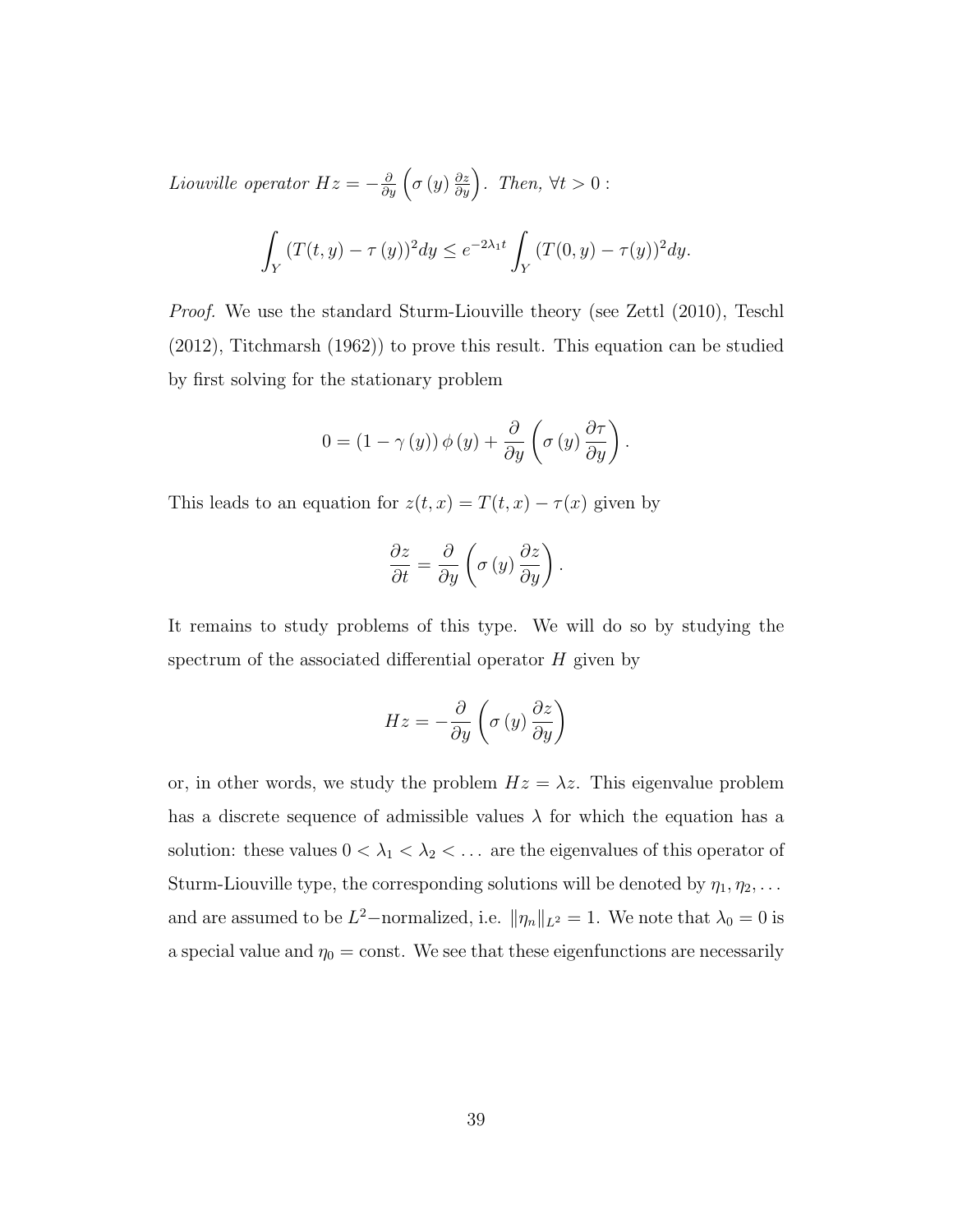*Liouville operator* $Hz = -\frac{\partial}{\partial y}\left(\sigma\left(y\right)\frac{\partial z}{\partial y}\right)$. *Then,* $\forall t > 0$ :

$$\int_Y (T(t,y) - \tau\left(y\right))^2 dy \leq e^{-2\lambda_1 t}\int_Y (T(0,y) - \tau(y))^2 dy.$$

*Proof.* We use the standard Sturm-Liouville theory (see Zettl (2010), Teschl (2012), Titchmarsh (1962)) to prove this result. This equation can be studied by first solving for the stationary problem

$$0 = \left(1 - \gamma\left(y\right)\right)\phi\left(y\right) + \frac{\partial}{\partial y}\left(\sigma\left(y\right)\frac{\partial \tau}{\partial y}\right).$$

This leads to an equation for $z(t,x) = T(t,x) - \tau(x)$ given by

$$\frac{\partial z}{\partial t} = \frac{\partial}{\partial y}\left(\sigma\left(y\right)\frac{\partial z}{\partial y}\right).$$

It remains to study problems of this type. We will do so by studying the spectrum of the associated differential operator $H$ given by

$$Hz = -\frac{\partial}{\partial y}\left(\sigma\left(y\right)\frac{\partial z}{\partial y}\right)$$

or, in other words, we study the problem $Hz = \lambda z$. This eigenvalue problem has a discrete sequence of admissible values $\lambda$ for which the equation has a solution: these values $0 < \lambda_1 < \lambda_2 < \ldots$ are the eigenvalues of this operator of Sturm-Liouville type, the corresponding solutions will be denoted by $\eta_1, \eta_2, \ldots$ and are assumed to be $L^2-$normalized, i.e. $\|\eta_n\|_{L^2} = 1$. We note that $\lambda_0 = 0$ is a special value and $\eta_0 = \text{const}$. We see that these eigenfunctions are necessarily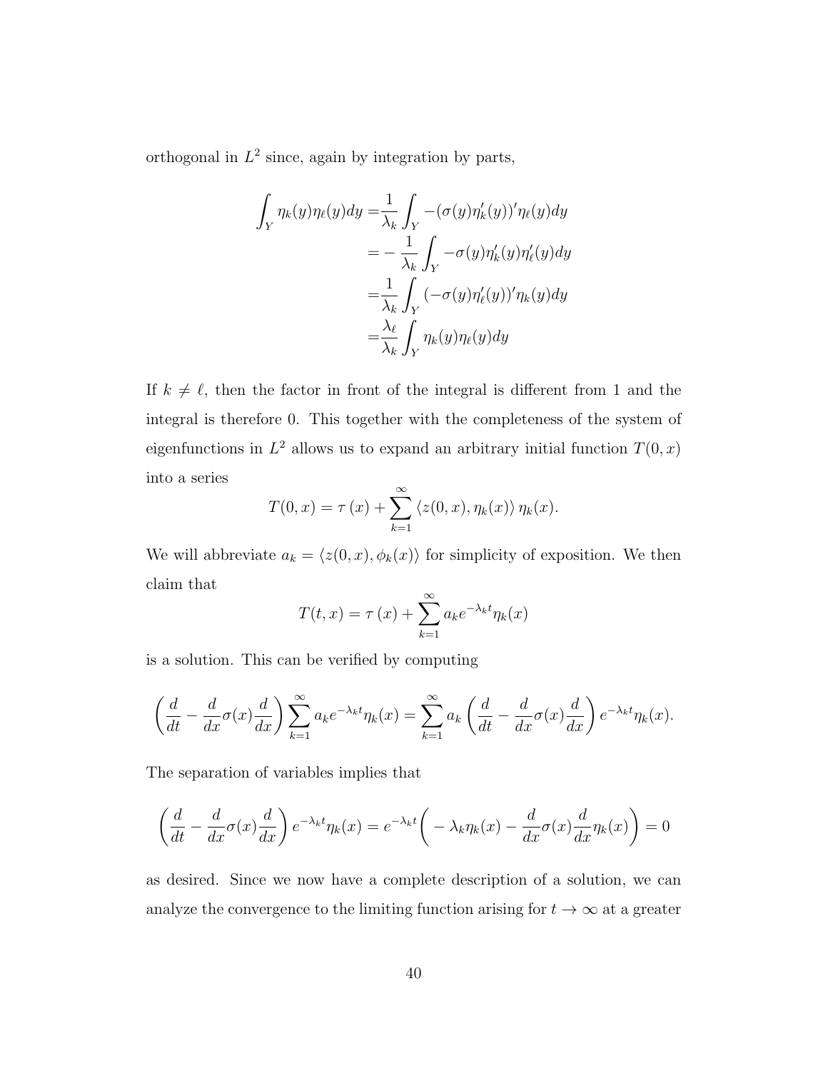orthogonal in $L^2$ since, again by integration by parts,

$$
\begin{aligned}
\int_Y \eta_k(y)\eta_\ell(y)dy =& \frac{1}{\lambda_k}\int_Y -(\sigma(y)\eta_k'(y))'\eta_\ell(y)dy \\
=& -\frac{1}{\lambda_k}\int_Y -\sigma(y)\eta_k'(y)\eta_\ell'(y)dy \\
=& \frac{1}{\lambda_k}\int_Y (-\sigma(y)\eta_\ell'(y))'\eta_k(y)dy \\
=& \frac{\lambda_\ell}{\lambda_k}\int_Y \eta_k(y)\eta_\ell(y)dy
\end{aligned}
$$

If $k \neq \ell$, then the factor in front of the integral is different from 1 and the integral is therefore 0. This together with the completeness of the system of eigenfunctions in $L^2$ allows us to expand an arbitrary initial function $T(0,x)$ into a series

$$
T(0,x) = \tau(x) + \sum_{k=1}^{\infty} \langle z(0,x), \eta_k(x)\rangle \, \eta_k(x).
$$

We will abbreviate $a_k = \langle z(0,x), \phi_k(x)\rangle$ for simplicity of exposition. We then claim that

$$
T(t,x) = \tau(x) + \sum_{k=1}^{\infty} a_k e^{-\lambda_k t}\eta_k(x)
$$

is a solution. This can be verified by computing

$$
\left(\frac{d}{dt} - \frac{d}{dx}\sigma(x)\frac{d}{dx}\right)\sum_{k=1}^{\infty} a_k e^{-\lambda_k t}\eta_k(x) = \sum_{k=1}^{\infty} a_k \left(\frac{d}{dt} - \frac{d}{dx}\sigma(x)\frac{d}{dx}\right) e^{-\lambda_k t}\eta_k(x).
$$

The separation of variables implies that

$$
\left(\frac{d}{dt} - \frac{d}{dx}\sigma(x)\frac{d}{dx}\right) e^{-\lambda_k t}\eta_k(x) = e^{-\lambda_k t}\bigg( -\lambda_k \eta_k(x) - \frac{d}{dx}\sigma(x)\frac{d}{dx}\eta_k(x)\bigg) = 0
$$

as desired. Since we now have a complete description of a solution, we can analyze the convergence to the limiting function arising for $t \to \infty$ at a greater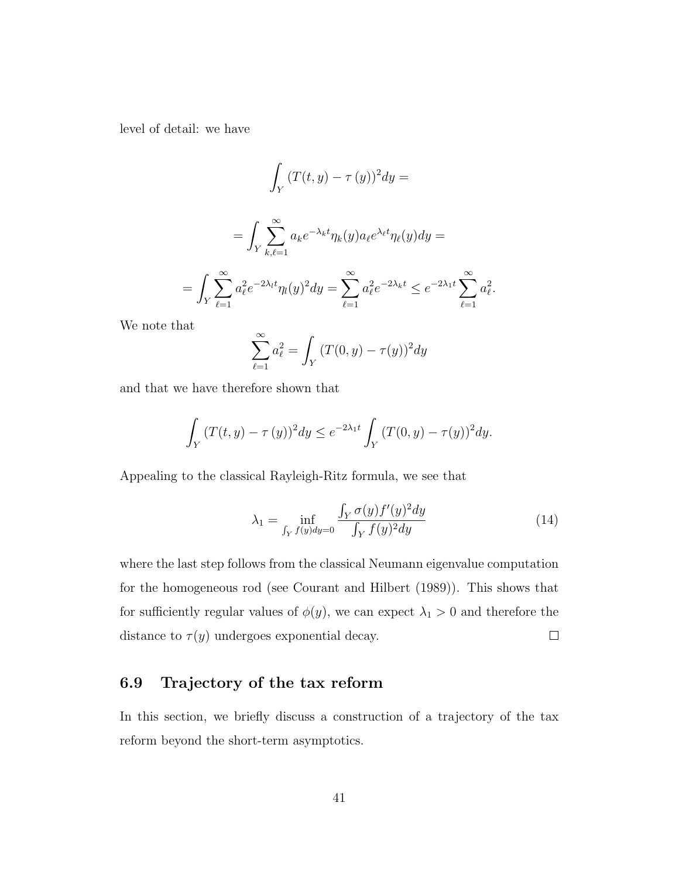level of detail: we have

$$\int_Y (T(t,y) - \tau(y))^2 dy =$$

$$= \int_Y \sum_{k,\ell=1}^{\infty} a_k e^{-\lambda_k t} \eta_k(y) a_\ell e^{\lambda_\ell t} \eta_\ell(y) dy =$$

$$= \int_Y \sum_{\ell=1}^{\infty} a_\ell^2 e^{-2\lambda_l t} \eta_l(y)^2 dy = \sum_{\ell=1}^{\infty} a_\ell^2 e^{-2\lambda_k t} \leq e^{-2\lambda_1 t} \sum_{\ell=1}^{\infty} a_\ell^2.$$

We note that

$$\sum_{\ell=1}^{\infty} a_\ell^2 = \int_Y (T(0,y) - \tau(y))^2 dy$$

and that we have therefore shown that

$$\int_Y (T(t,y) - \tau(y))^2 dy \leq e^{-2\lambda_1 t} \int_Y (T(0,y) - \tau(y))^2 dy.$$

Appealing to the classical Rayleigh-Ritz formula, we see that

$$\lambda_1 = \inf_{\int_Y f(y) dy = 0} \frac{\int_Y \sigma(y) f'(y)^2 dy}{\int_Y f(y)^2 dy} \tag{14}$$

where the last step follows from the classical Neumann eigenvalue computation for the homogeneous rod (see Courant and Hilbert (1989)). This shows that for sufficiently regular values of $\phi(y)$, we can expect $\lambda_1 > 0$ and therefore the distance to $\tau(y)$ undergoes exponential decay. □

## 6.9 Trajectory of the tax reform

In this section, we briefly discuss a construction of a trajectory of the tax reform beyond the short-term asymptotics.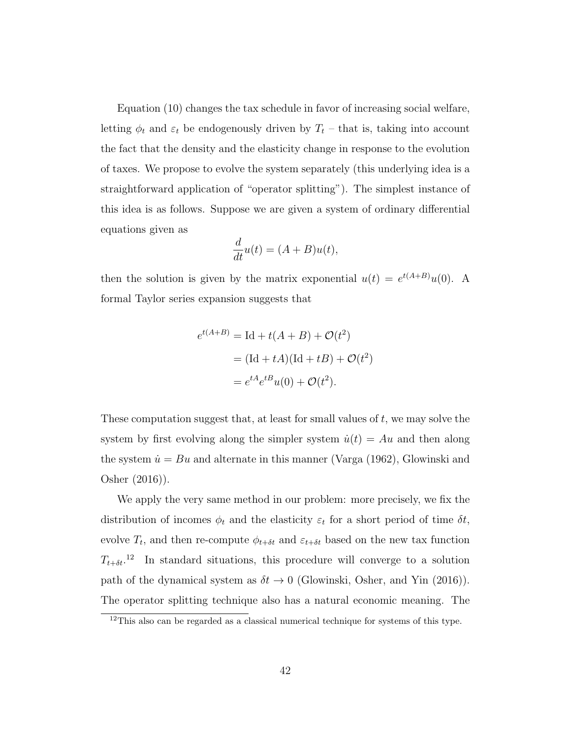Equation (10) changes the tax schedule in favor of increasing social welfare, letting $\phi_t$ and $\varepsilon_t$ be endogenously driven by $T_t$ – that is, taking into account the fact that the density and the elasticity change in response to the evolution of taxes. We propose to evolve the system separately (this underlying idea is a straightforward application of "operator splitting"). The simplest instance of this idea is as follows. Suppose we are given a system of ordinary differential equations given as

$$\frac{d}{dt}u(t) = (A + B)u(t),$$

then the solution is given by the matrix exponential $u(t) = e^{t(A+B)}u(0)$. A formal Taylor series expansion suggests that

$$\begin{aligned}
e^{t(A+B)} &= \mathrm{Id} + t(A + B) + \mathcal{O}(t^2) \\
&= (\mathrm{Id} + tA)(\mathrm{Id} + tB) + \mathcal{O}(t^2) \\
&= e^{tA}e^{tB}u(0) + \mathcal{O}(t^2).
\end{aligned}$$

These computation suggest that, at least for small values of $t$, we may solve the system by first evolving along the simpler system $\dot{u}(t) = Au$ and then along the system $\dot{u} = Bu$ and alternate in this manner (Varga (1962), Glowinski and Osher (2016)).

We apply the very same method in our problem: more precisely, we fix the distribution of incomes $\phi_t$ and the elasticity $\varepsilon_t$ for a short period of time $\delta t$, evolve $T_t$, and then re-compute $\phi_{t+\delta t}$ and $\varepsilon_{t+\delta t}$ based on the new tax function $T_{t+\delta t}$.[12] In standard situations, this procedure will converge to a solution path of the dynamical system as $\delta t \to 0$ (Glowinski, Osher, and Yin (2016)). The operator splitting technique also has a natural economic meaning. The

[12] This also can be regarded as a classical numerical technique for systems of this type.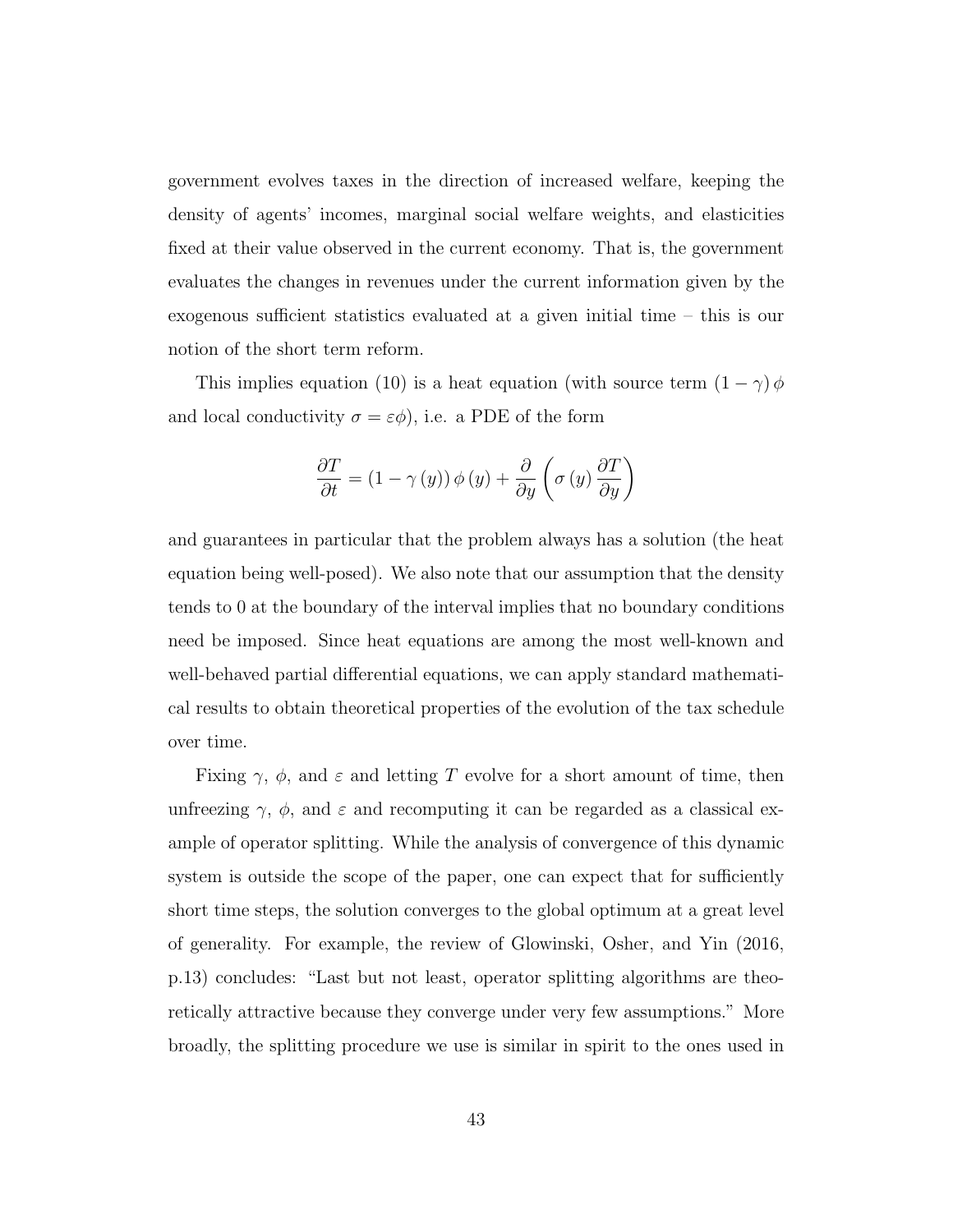government evolves taxes in the direction of increased welfare, keeping the density of agents' incomes, marginal social welfare weights, and elasticities fixed at their value observed in the current economy. That is, the government evaluates the changes in revenues under the current information given by the exogenous sufficient statistics evaluated at a given initial time – this is our notion of the short term reform.

This implies equation (10) is a heat equation (with source term $(1-\gamma)\phi$ and local conductivity $\sigma = \varepsilon\phi$), i.e. a PDE of the form

$$\frac{\partial T}{\partial t} = (1 - \gamma(y))\,\phi(y) + \frac{\partial}{\partial y}\left(\sigma(y)\,\frac{\partial T}{\partial y}\right)$$

and guarantees in particular that the problem always has a solution (the heat equation being well-posed). We also note that our assumption that the density tends to 0 at the boundary of the interval implies that no boundary conditions need be imposed. Since heat equations are among the most well-known and well-behaved partial differential equations, we can apply standard mathematical results to obtain theoretical properties of the evolution of the tax schedule over time.

Fixing $\gamma$, $\phi$, and $\varepsilon$ and letting $T$ evolve for a short amount of time, then unfreezing $\gamma$, $\phi$, and $\varepsilon$ and recomputing it can be regarded as a classical example of operator splitting. While the analysis of convergence of this dynamic system is outside the scope of the paper, one can expect that for sufficiently short time steps, the solution converges to the global optimum at a great level of generality. For example, the review of Glowinski, Osher, and Yin (2016, p.13) concludes: "Last but not least, operator splitting algorithms are theoretically attractive because they converge under very few assumptions." More broadly, the splitting procedure we use is similar in spirit to the ones used in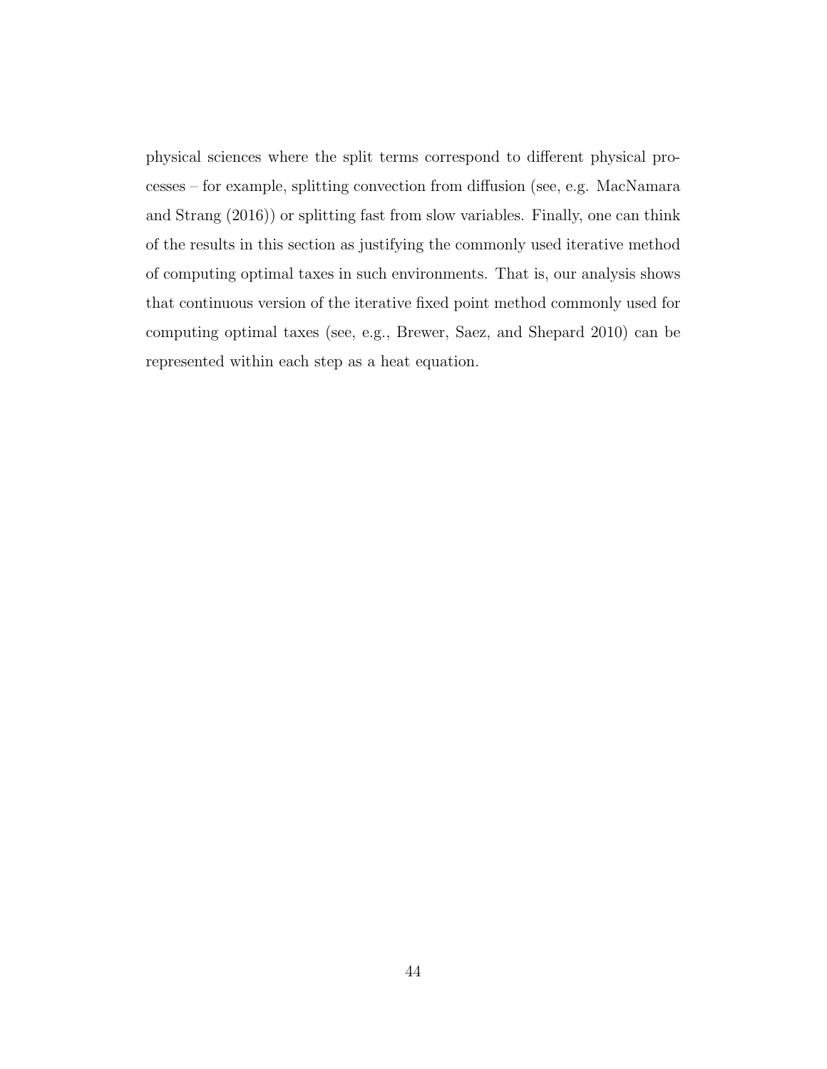physical sciences where the split terms correspond to different physical processes – for example, splitting convection from diffusion (see, e.g. MacNamara and Strang (2016)) or splitting fast from slow variables. Finally, one can think of the results in this section as justifying the commonly used iterative method of computing optimal taxes in such environments. That is, our analysis shows that continuous version of the iterative fixed point method commonly used for computing optimal taxes (see, e.g., Brewer, Saez, and Shepard 2010) can be represented within each step as a heat equation.